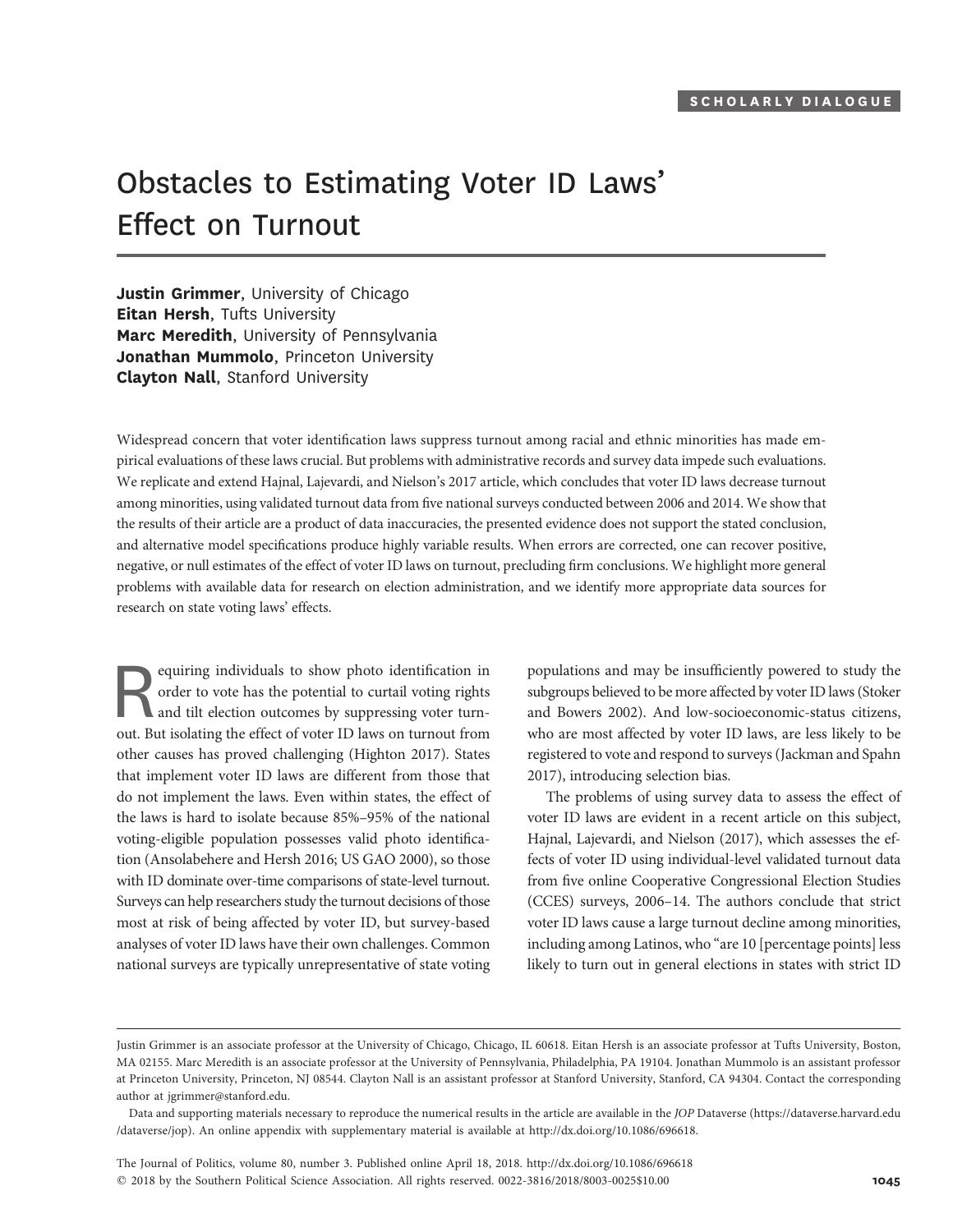SCHOLARLY DIALOGUE

# Obstacles to Estimating Voter ID Laws' Effect on Turnout

**Justin Grimmer**, University of Chicago
**Eitan Hersh**, Tufts University
**Marc Meredith**, University of Pennsylvania
**Jonathan Mummolo**, Princeton University
**Clayton Nall**, Stanford University

Widespread concern that voter identification laws suppress turnout among racial and ethnic minorities has made empirical evaluations of these laws crucial. But problems with administrative records and survey data impede such evaluations. We replicate and extend Hajnal, Lajevardi, and Nielson's 2017 article, which concludes that voter ID laws decrease turnout among minorities, using validated turnout data from five national surveys conducted between 2006 and 2014. We show that the results of their article are a product of data inaccuracies, the presented evidence does not support the stated conclusion, and alternative model specifications produce highly variable results. When errors are corrected, one can recover positive, negative, or null estimates of the effect of voter ID laws on turnout, precluding firm conclusions. We highlight more general problems with available data for research on election administration, and we identify more appropriate data sources for research on state voting laws' effects.

Requiring individuals to show photo identification in order to vote has the potential to curtail voting rights and tilt election outcomes by suppressing voter turnout. But isolating the effect of voter ID laws on turnout from other causes has proved challenging (Highton 2017). States that implement voter ID laws are different from those that do not implement the laws. Even within states, the effect of the laws is hard to isolate because 85%–95% of the national voting-eligible population possesses valid photo identification (Ansolabehere and Hersh 2016; US GAO 2000), so those with ID dominate over-time comparisons of state-level turnout. Surveys can help researchers study the turnout decisions of those most at risk of being affected by voter ID, but survey-based analyses of voter ID laws have their own challenges. Common national surveys are typically unrepresentative of state voting populations and may be insufficiently powered to study the subgroups believed to be more affected by voter ID laws (Stoker and Bowers 2002). And low-socioeconomic-status citizens, who are most affected by voter ID laws, are less likely to be registered to vote and respond to surveys (Jackman and Spahn 2017), introducing selection bias.

The problems of using survey data to assess the effect of voter ID laws are evident in a recent article on this subject, Hajnal, Lajevardi, and Nielson (2017), which assesses the effects of voter ID using individual-level validated turnout data from five online Cooperative Congressional Election Studies (CCES) surveys, 2006–14. The authors conclude that strict voter ID laws cause a large turnout decline among minorities, including among Latinos, who "are 10 [percentage points] less likely to turn out in general elections in states with strict ID

---

Justin Grimmer is an associate professor at the University of Chicago, Chicago, IL 60618. Eitan Hersh is an associate professor at Tufts University, Boston, MA 02155. Marc Meredith is an associate professor at the University of Pennsylvania, Philadelphia, PA 19104. Jonathan Mummolo is an assistant professor at Princeton University, Princeton, NJ 08544. Clayton Nall is an assistant professor at Stanford University, Stanford, CA 94304. Contact the corresponding author at jgrimmer@stanford.edu.

Data and supporting materials necessary to reproduce the numerical results in the article are available in the *JOP* Dataverse (https://dataverse.harvard.edu/dataverse/jop). An online appendix with supplementary material is available at http://dx.doi.org/10.1086/696618.

The Journal of Politics, volume 80, number 3. Published online April 18, 2018. http://dx.doi.org/10.1086/696618
© 2018 by the Southern Political Science Association. All rights reserved. 0022-3816/2018/8003-0025$10.00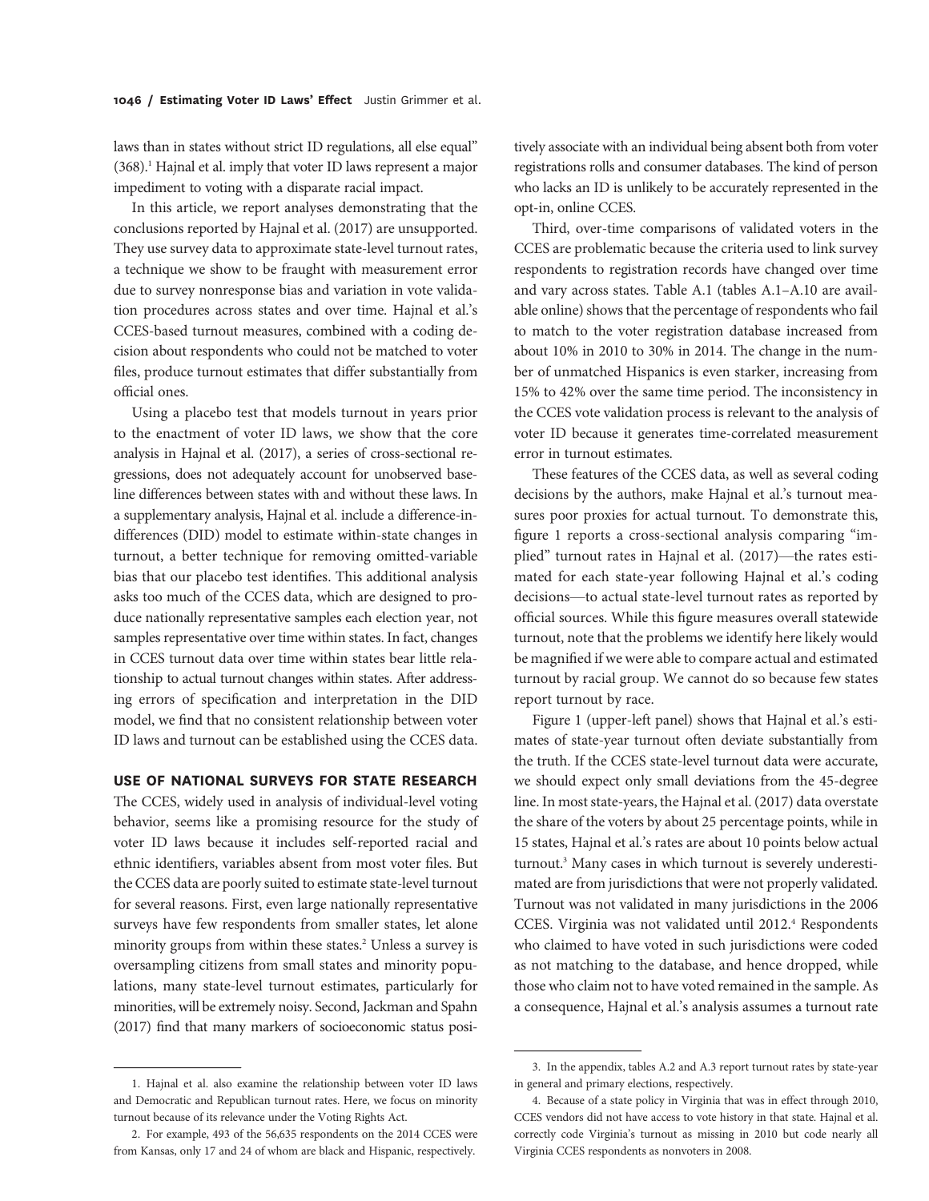laws than in states without strict ID regulations, all else equal" (368).[1] Hajnal et al. imply that voter ID laws represent a major impediment to voting with a disparate racial impact.

In this article, we report analyses demonstrating that the conclusions reported by Hajnal et al. (2017) are unsupported. They use survey data to approximate state-level turnout rates, a technique we show to be fraught with measurement error due to survey nonresponse bias and variation in vote validation procedures across states and over time. Hajnal et al.'s CCES-based turnout measures, combined with a coding decision about respondents who could not be matched to voter files, produce turnout estimates that differ substantially from official ones.

Using a placebo test that models turnout in years prior to the enactment of voter ID laws, we show that the core analysis in Hajnal et al. (2017), a series of cross-sectional regressions, does not adequately account for unobserved baseline differences between states with and without these laws. In a supplementary analysis, Hajnal et al. include a difference-in-differences (DID) model to estimate within-state changes in turnout, a better technique for removing omitted-variable bias that our placebo test identifies. This additional analysis asks too much of the CCES data, which are designed to produce nationally representative samples each election year, not samples representative over time within states. In fact, changes in CCES turnout data over time within states bear little relationship to actual turnout changes within states. After addressing errors of specification and interpretation in the DID model, we find that no consistent relationship between voter ID laws and turnout can be established using the CCES data.

## USE OF NATIONAL SURVEYS FOR STATE RESEARCH

The CCES, widely used in analysis of individual-level voting behavior, seems like a promising resource for the study of voter ID laws because it includes self-reported racial and ethnic identifiers, variables absent from most voter files. But the CCES data are poorly suited to estimate state-level turnout for several reasons. First, even large nationally representative surveys have few respondents from smaller states, let alone minority groups from within these states.[2] Unless a survey is oversampling citizens from small states and minority populations, many state-level turnout estimates, particularly for minorities, will be extremely noisy. Second, Jackman and Spahn (2017) find that many markers of socioeconomic status positively associate with an individual being absent both from voter registrations rolls and consumer databases. The kind of person who lacks an ID is unlikely to be accurately represented in the opt-in, online CCES.

Third, over-time comparisons of validated voters in the CCES are problematic because the criteria used to link survey respondents to registration records have changed over time and vary across states. Table A.1 (tables A.1–A.10 are available online) shows that the percentage of respondents who fail to match to the voter registration database increased from about 10% in 2010 to 30% in 2014. The change in the number of unmatched Hispanics is even starker, increasing from 15% to 42% over the same time period. The inconsistency in the CCES vote validation process is relevant to the analysis of voter ID because it generates time-correlated measurement error in turnout estimates.

These features of the CCES data, as well as several coding decisions by the authors, make Hajnal et al.'s turnout measures poor proxies for actual turnout. To demonstrate this, figure 1 reports a cross-sectional analysis comparing "implied" turnout rates in Hajnal et al. (2017)—the rates estimated for each state-year following Hajnal et al.'s coding decisions—to actual state-level turnout rates as reported by official sources. While this figure measures overall statewide turnout, note that the problems we identify here likely would be magnified if we were able to compare actual and estimated turnout by racial group. We cannot do so because few states report turnout by race.

Figure 1 (upper-left panel) shows that Hajnal et al.'s estimates of state-year turnout often deviate substantially from the truth. If the CCES state-level turnout data were accurate, we should expect only small deviations from the 45-degree line. In most state-years, the Hajnal et al. (2017) data overstate the share of the voters by about 25 percentage points, while in 15 states, Hajnal et al.'s rates are about 10 points below actual turnout.[3] Many cases in which turnout is severely underestimated are from jurisdictions that were not properly validated. Turnout was not validated in many jurisdictions in the 2006 CCES. Virginia was not validated until 2012.[4] Respondents who claimed to have voted in such jurisdictions were coded as not matching to the database, and hence dropped, while those who claim not to have voted remained in the sample. As a consequence, Hajnal et al.'s analysis assumes a turnout rate

---

1. Hajnal et al. also examine the relationship between voter ID laws and Democratic and Republican turnout rates. Here, we focus on minority turnout because of its relevance under the Voting Rights Act.

2. For example, 493 of the 56,635 respondents on the 2014 CCES were from Kansas, only 17 and 24 of whom are black and Hispanic, respectively.

3. In the appendix, tables A.2 and A.3 report turnout rates by state-year in general and primary elections, respectively.

4. Because of a state policy in Virginia that was in effect through 2010, CCES vendors did not have access to vote history in that state. Hajnal et al. correctly code Virginia's turnout as missing in 2010 but code nearly all Virginia CCES respondents as nonvoters in 2008.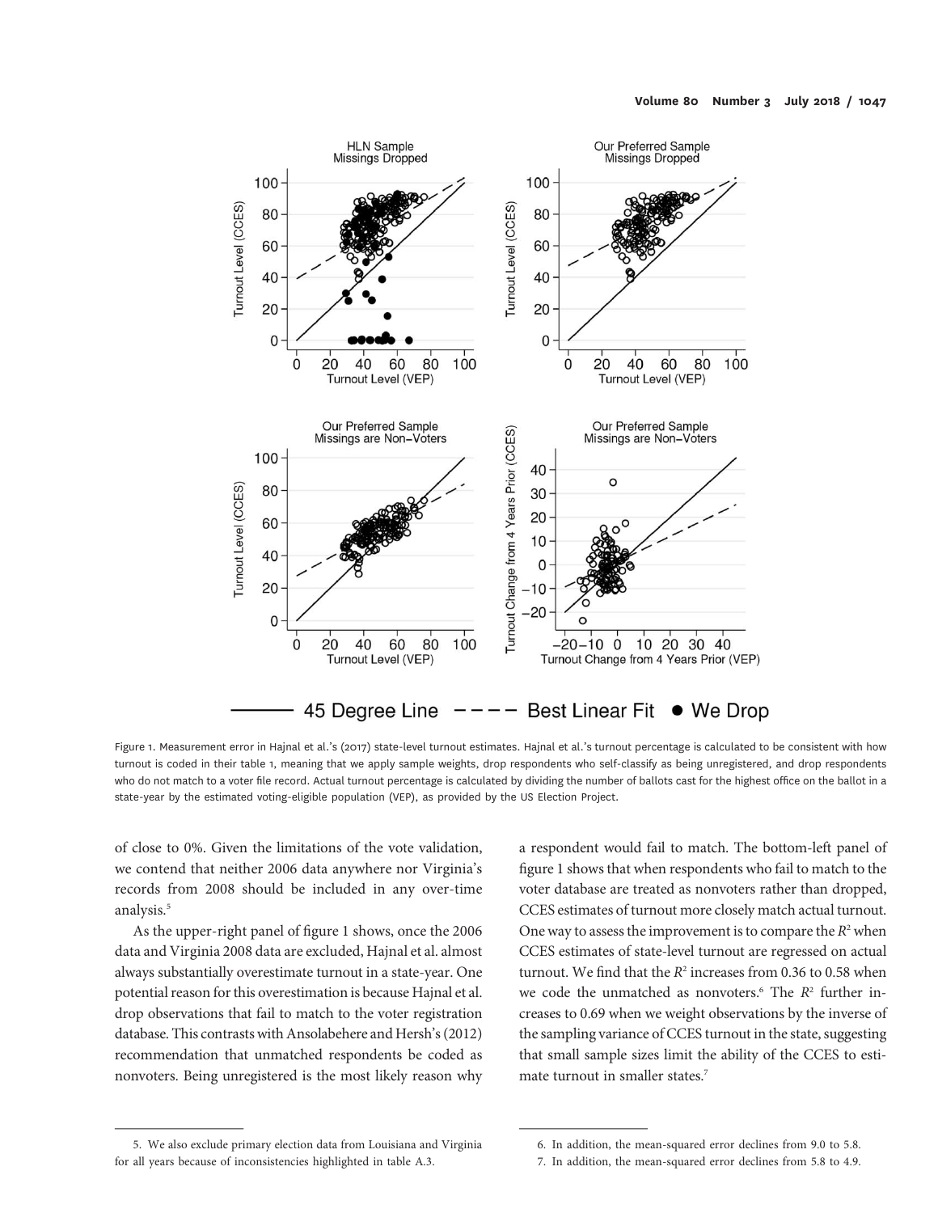HLN Sample
Missings Dropped

Turnout Level (CCES)

Turnout Level (VEP)

Our Preferred Sample
Missings Dropped

Turnout Level (CCES)

Turnout Level (VEP)

Our Preferred Sample
Missings are Non–Voters

Turnout Level (CCES)

Turnout Level (VEP)

Our Preferred Sample
Missings are Non–Voters

Turnout Change from 4 Years Prior (CCES)

Turnout Change from 4 Years Prior (VEP)

45 Degree Line   Best Linear Fit   We Drop

Figure 1. Measurement error in Hajnal et al.'s (2017) state-level turnout estimates. Hajnal et al.'s turnout percentage is calculated to be consistent with how turnout is coded in their table 1, meaning that we apply sample weights, drop respondents who self-classify as being unregistered, and drop respondents who do not match to a voter file record. Actual turnout percentage is calculated by dividing the number of ballots cast for the highest office on the ballot in a state-year by the estimated voting-eligible population (VEP), as provided by the US Election Project.

of close to 0%. Given the limitations of the vote validation, we contend that neither 2006 data anywhere nor Virginia's records from 2008 should be included in any over-time analysis.[5]

As the upper-right panel of figure 1 shows, once the 2006 data and Virginia 2008 data are excluded, Hajnal et al. almost always substantially overestimate turnout in a state-year. One potential reason for this overestimation is because Hajnal et al. drop observations that fail to match to the voter registration database. This contrasts with Ansolabehere and Hersh's (2012) recommendation that unmatched respondents be coded as nonvoters. Being unregistered is the most likely reason why a respondent would fail to match. The bottom-left panel of figure 1 shows that when respondents who fail to match to the voter database are treated as nonvoters rather than dropped, CCES estimates of turnout more closely match actual turnout. One way to assess the improvement is to compare the $R^2$ when CCES estimates of state-level turnout are regressed on actual turnout. We find that the $R^2$ increases from 0.36 to 0.58 when we code the unmatched as nonvoters.[6] The $R^2$ further increases to 0.69 when we weight observations by the inverse of the sampling variance of CCES turnout in the state, suggesting that small sample sizes limit the ability of the CCES to estimate turnout in smaller states.[7]

5. We also exclude primary election data from Louisiana and Virginia for all years because of inconsistencies highlighted in table A.3.

6. In addition, the mean-squared error declines from 9.0 to 5.8.

7. In addition, the mean-squared error declines from 5.8 to 4.9.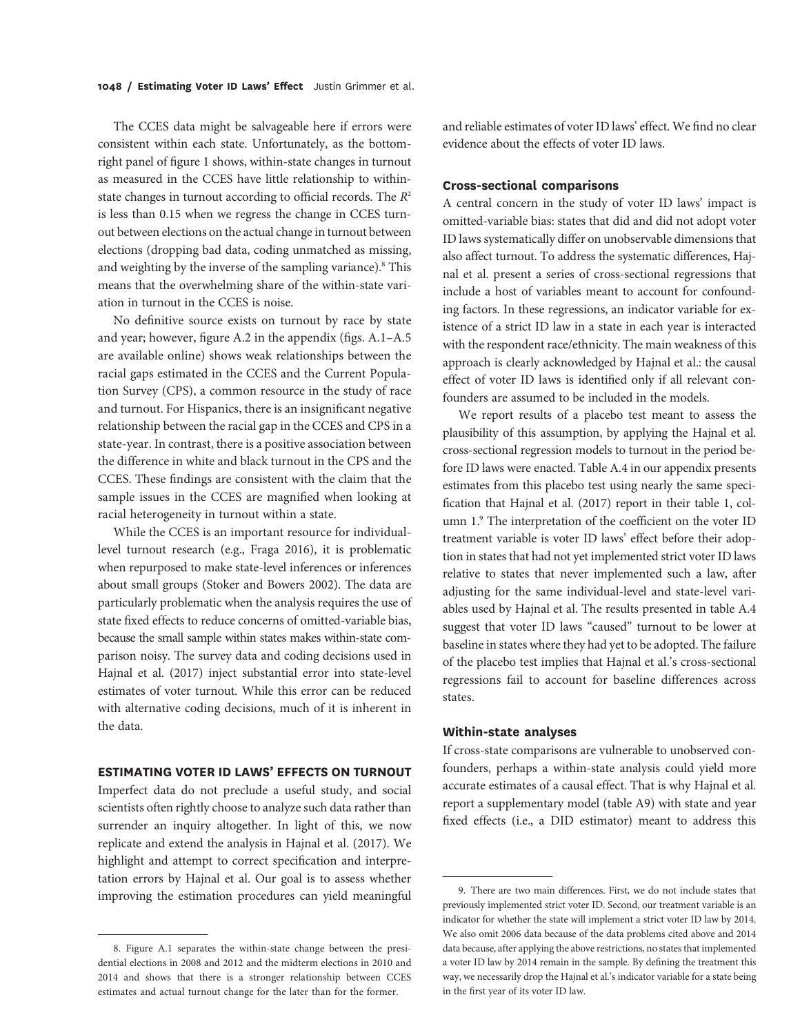The CCES data might be salvageable here if errors were consistent within each state. Unfortunately, as the bottom-right panel of figure 1 shows, within-state changes in turnout as measured in the CCES have little relationship to within-state changes in turnout according to official records. The $R^2$ is less than 0.15 when we regress the change in CCES turnout between elections on the actual change in turnout between elections (dropping bad data, coding unmatched as missing, and weighting by the inverse of the sampling variance).[8] This means that the overwhelming share of the within-state variation in turnout in the CCES is noise.

No definitive source exists on turnout by race by state and year; however, figure A.2 in the appendix (figs. A.1–A.5 are available online) shows weak relationships between the racial gaps estimated in the CCES and the Current Population Survey (CPS), a common resource in the study of race and turnout. For Hispanics, there is an insignificant negative relationship between the racial gap in the CCES and CPS in a state-year. In contrast, there is a positive association between the difference in white and black turnout in the CPS and the CCES. These findings are consistent with the claim that the sample issues in the CCES are magnified when looking at racial heterogeneity in turnout within a state.

While the CCES is an important resource for individual-level turnout research (e.g., Fraga 2016), it is problematic when repurposed to make state-level inferences or inferences about small groups (Stoker and Bowers 2002). The data are particularly problematic when the analysis requires the use of state fixed effects to reduce concerns of omitted-variable bias, because the small sample within states makes within-state comparison noisy. The survey data and coding decisions used in Hajnal et al. (2017) inject substantial error into state-level estimates of voter turnout. While this error can be reduced with alternative coding decisions, much of it is inherent in the data.

## ESTIMATING VOTER ID LAWS' EFFECTS ON TURNOUT

Imperfect data do not preclude a useful study, and social scientists often rightly choose to analyze such data rather than surrender an inquiry altogether. In light of this, we now replicate and extend the analysis in Hajnal et al. (2017). We highlight and attempt to correct specification and interpretation errors by Hajnal et al. Our goal is to assess whether improving the estimation procedures can yield meaningful and reliable estimates of voter ID laws' effect. We find no clear evidence about the effects of voter ID laws.

### Cross-sectional comparisons

A central concern in the study of voter ID laws' impact is omitted-variable bias: states that did and did not adopt voter ID laws systematically differ on unobservable dimensions that also affect turnout. To address the systematic differences, Hajnal et al. present a series of cross-sectional regressions that include a host of variables meant to account for confounding factors. In these regressions, an indicator variable for existence of a strict ID law in a state in each year is interacted with the respondent race/ethnicity. The main weakness of this approach is clearly acknowledged by Hajnal et al.: the causal effect of voter ID laws is identified only if all relevant confounders are assumed to be included in the models.

We report results of a placebo test meant to assess the plausibility of this assumption, by applying the Hajnal et al. cross-sectional regression models to turnout in the period before ID laws were enacted. Table A.4 in our appendix presents estimates from this placebo test using nearly the same specification that Hajnal et al. (2017) report in their table 1, column 1.[9] The interpretation of the coefficient on the voter ID treatment variable is voter ID laws' effect before their adoption in states that had not yet implemented strict voter ID laws relative to states that never implemented such a law, after adjusting for the same individual-level and state-level variables used by Hajnal et al. The results presented in table A.4 suggest that voter ID laws "caused" turnout to be lower at baseline in states where they had yet to be adopted. The failure of the placebo test implies that Hajnal et al.'s cross-sectional regressions fail to account for baseline differences across states.

### Within-state analyses

If cross-state comparisons are vulnerable to unobserved confounders, perhaps a within-state analysis could yield more accurate estimates of a causal effect. That is why Hajnal et al. report a supplementary model (table A9) with state and year fixed effects (i.e., a DID estimator) meant to address this

---

8. Figure A.1 separates the within-state change between the presidential elections in 2008 and 2012 and the midterm elections in 2010 and 2014 and shows that there is a stronger relationship between CCES estimates and actual turnout change for the later than for the former.

9. There are two main differences. First, we do not include states that previously implemented strict voter ID. Second, our treatment variable is an indicator for whether the state will implement a strict voter ID law by 2014. We also omit 2006 data because of the data problems cited above and 2014 data because, after applying the above restrictions, no states that implemented a voter ID law by 2014 remain in the sample. By defining the treatment this way, we necessarily drop the Hajnal et al.'s indicator variable for a state being in the first year of its voter ID law.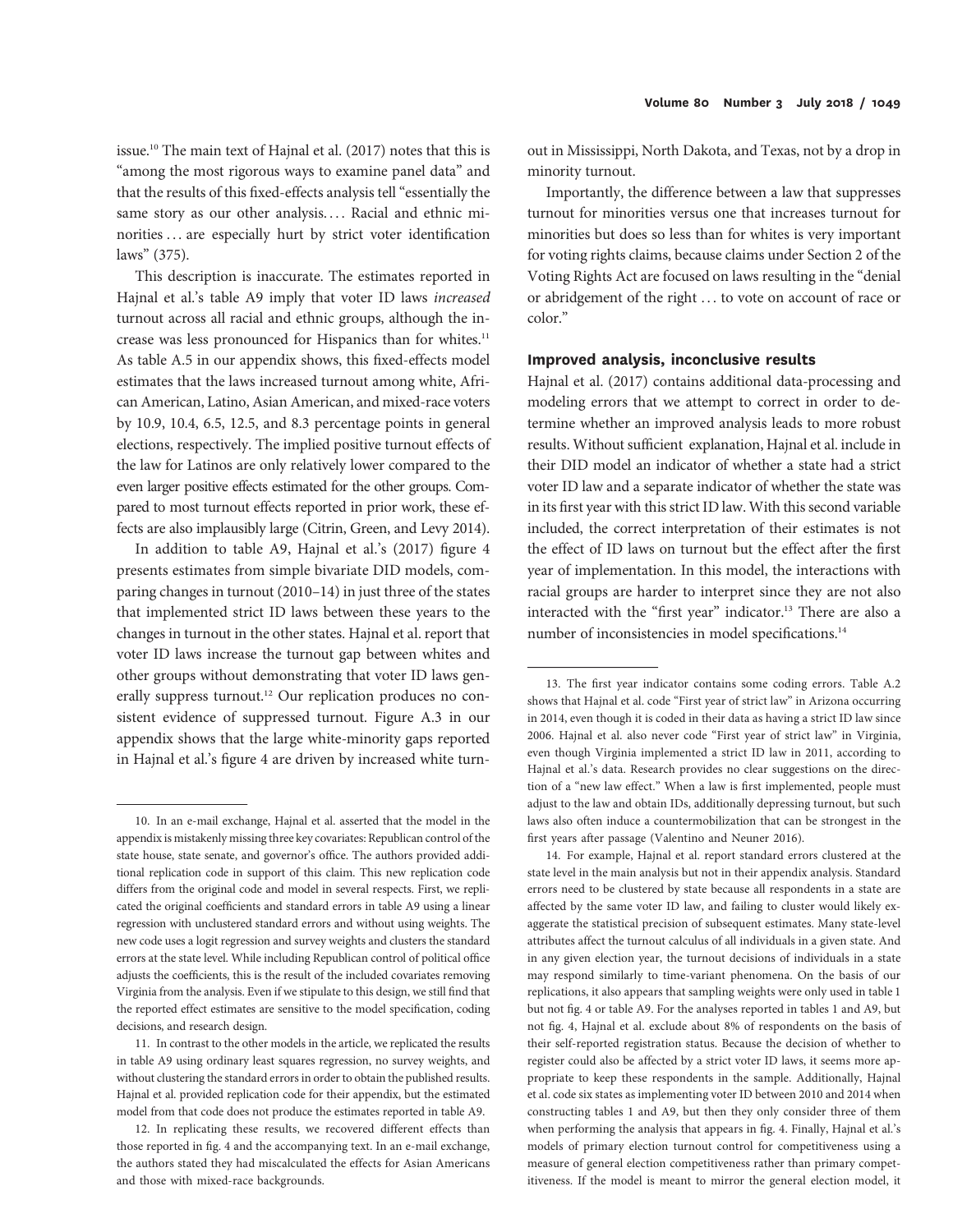issue.[10] The main text of Hajnal et al. (2017) notes that this is "among the most rigorous ways to examine panel data" and that the results of this fixed-effects analysis tell "essentially the same story as our other analysis. . . . Racial and ethnic minorities . . . are especially hurt by strict voter identification laws" (375).

This description is inaccurate. The estimates reported in Hajnal et al.'s table A9 imply that voter ID laws *increased* turnout across all racial and ethnic groups, although the increase was less pronounced for Hispanics than for whites.[11] As table A.5 in our appendix shows, this fixed-effects model estimates that the laws increased turnout among white, African American, Latino, Asian American, and mixed-race voters by 10.9, 10.4, 6.5, 12.5, and 8.3 percentage points in general elections, respectively. The implied positive turnout effects of the law for Latinos are only relatively lower compared to the even larger positive effects estimated for the other groups. Compared to most turnout effects reported in prior work, these effects are also implausibly large (Citrin, Green, and Levy 2014).

In addition to table A9, Hajnal et al.'s (2017) figure 4 presents estimates from simple bivariate DID models, comparing changes in turnout (2010–14) in just three of the states that implemented strict ID laws between these years to the changes in turnout in the other states. Hajnal et al. report that voter ID laws increase the turnout gap between whites and other groups without demonstrating that voter ID laws generally suppress turnout.[12] Our replication produces no consistent evidence of suppressed turnout. Figure A.3 in our appendix shows that the large white-minority gaps reported in Hajnal et al.'s figure 4 are driven by increased white turnout in Mississippi, North Dakota, and Texas, not by a drop in minority turnout.

Importantly, the difference between a law that suppresses turnout for minorities versus one that increases turnout for minorities but does so less than for whites is very important for voting rights claims, because claims under Section 2 of the Voting Rights Act are focused on laws resulting in the "denial or abridgement of the right . . . to vote on account of race or color."

## Improved analysis, inconclusive results

Hajnal et al. (2017) contains additional data-processing and modeling errors that we attempt to correct in order to determine whether an improved analysis leads to more robust results. Without sufficient explanation, Hajnal et al. include in their DID model an indicator of whether a state had a strict voter ID law and a separate indicator of whether the state was in its first year with this strict ID law. With this second variable included, the correct interpretation of their estimates is not the effect of ID laws on turnout but the effect after the first year of implementation. In this model, the interactions with racial groups are harder to interpret since they are not also interacted with the "first year" indicator.[13] There are also a number of inconsistencies in model specifications.[14]

---

10. In an e-mail exchange, Hajnal et al. asserted that the model in the appendix is mistakenly missing three key covariates: Republican control of the state house, state senate, and governor's office. The authors provided additional replication code in support of this claim. This new replication code differs from the original code and model in several respects. First, we replicated the original coefficients and standard errors in table A9 using a linear regression with unclustered standard errors and without using weights. The new code uses a logit regression and survey weights and clusters the standard errors at the state level. While including Republican control of political office adjusts the coefficients, this is the result of the included covariates removing Virginia from the analysis. Even if we stipulate to this design, we still find that the reported effect estimates are sensitive to the model specification, coding decisions, and research design.

11. In contrast to the other models in the article, we replicated the results in table A9 using ordinary least squares regression, no survey weights, and without clustering the standard errors in order to obtain the published results. Hajnal et al. provided replication code for their appendix, but the estimated model from that code does not produce the estimates reported in table A9.

12. In replicating these results, we recovered different effects than those reported in fig. 4 and the accompanying text. In an e-mail exchange, the authors stated they had miscalculated the effects for Asian Americans and those with mixed-race backgrounds.

13. The first year indicator contains some coding errors. Table A.2 shows that Hajnal et al. code "First year of strict law" in Arizona occurring in 2014, even though it is coded in their data as having a strict ID law since 2006. Hajnal et al. also never code "First year of strict law" in Virginia, even though Virginia implemented a strict ID law in 2011, according to Hajnal et al.'s data. Research provides no clear suggestions on the direction of a "new law effect." When a law is first implemented, people must adjust to the law and obtain IDs, additionally depressing turnout, but such laws also often induce a countermobilization that can be strongest in the first years after passage (Valentino and Neuner 2016).

14. For example, Hajnal et al. report standard errors clustered at the state level in the main analysis but not in their appendix analysis. Standard errors need to be clustered by state because all respondents in a state are affected by the same voter ID law, and failing to cluster would likely exaggerate the statistical precision of subsequent estimates. Many state-level attributes affect the turnout calculus of all individuals in a given state. And in any given election year, the turnout decisions of individuals in a state may respond similarly to time-variant phenomena. On the basis of our replications, it also appears that sampling weights were only used in table 1 but not fig. 4 or table A9. For the analyses reported in tables 1 and A9, but not fig. 4, Hajnal et al. exclude about 8% of respondents on the basis of their self-reported registration status. Because the decision of whether to register could also be affected by a strict voter ID laws, it seems more appropriate to keep these respondents in the sample. Additionally, Hajnal et al. code six states as implementing voter ID between 2010 and 2014 when constructing tables 1 and A9, but then they only consider three of them when performing the analysis that appears in fig. 4. Finally, Hajnal et al.'s models of primary election turnout control for competitiveness using a measure of general election competitiveness rather than primary competitiveness. If the model is meant to mirror the general election model, it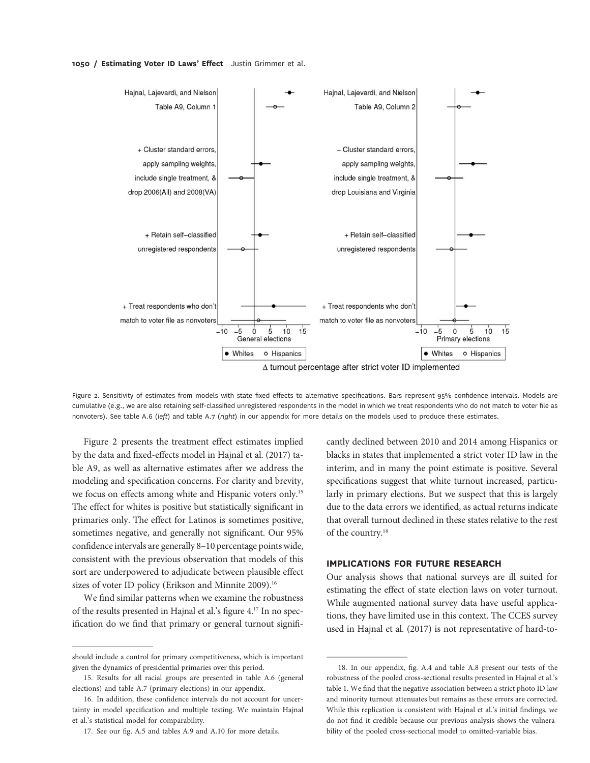Hajnal, Lajevardi, and Nielson

Table A9, Column 1

+ Cluster standard errors,
apply sampling weights,
include single treatment, &
drop 2006(All) and 2008(VA)

+ Retain self–classified
unregistered respondents

+ Treat respondents who don't
match to voter file as nonvoters

−10 −5 0 5 10 15
General elections

● Whites ○ Hispanics

Hajnal, Lajevardi, and Nielson

Table A9, Column 2

+ Cluster standard errors,
apply sampling weights,
include single treatment, &
drop Louisiana and Virginia

+ Retain self–classified
unregistered respondents

+ Treat respondents who don't
match to voter file as nonvoters

−10 −5 0 5 10 15
Primary elections

● Whites ○ Hispanics

Δ turnout percentage after strict voter ID implemented

Figure 2. Sensitivity of estimates from models with state fixed effects to alternative specifications. Bars represent 95% confidence intervals. Models are cumulative (e.g., we are also retaining self-classified unregistered respondents in the model in which we treat respondents who do not match to voter file as nonvoters). See table A.6 (*left*) and table A.7 (*right*) in our appendix for more details on the models used to produce these estimates.

Figure 2 presents the treatment effect estimates implied by the data and fixed-effects model in Hajnal et al. (2017) table A9, as well as alternative estimates after we address the modeling and specification concerns. For clarity and brevity, we focus on effects among white and Hispanic voters only.[15] The effect for whites is positive but statistically significant in primaries only. The effect for Latinos is sometimes positive, sometimes negative, and generally not significant. Our 95% confidence intervals are generally 8–10 percentage points wide, consistent with the previous observation that models of this sort are underpowered to adjudicate between plausible effect sizes of voter ID policy (Erikson and Minnite 2009).[16]

We find similar patterns when we examine the robustness of the results presented in Hajnal et al.'s figure 4.[17] In no specification do we find that primary or general turnout significantly declined between 2010 and 2014 among Hispanics or blacks in states that implemented a strict voter ID law in the interim, and in many the point estimate is positive. Several specifications suggest that white turnout increased, particularly in primary elections. But we suspect that this is largely due to the data errors we identified, as actual returns indicate that overall turnout declined in these states relative to the rest of the country.[18]

## IMPLICATIONS FOR FUTURE RESEARCH

Our analysis shows that national surveys are ill suited for estimating the effect of state election laws on voter turnout. While augmented national survey data have useful applications, they have limited use in this context. The CCES survey used in Hajnal et al. (2017) is not representative of hard-to-

should include a control for primary competitiveness, which is important given the dynamics of presidential primaries over this period.

15. Results for all racial groups are presented in table A.6 (general elections) and table A.7 (primary elections) in our appendix.

16. In addition, these confidence intervals do not account for uncertainty in model specification and multiple testing. We maintain Hajnal et al.'s statistical model for comparability.

17. See our fig. A.5 and tables A.9 and A.10 for more details.

18. In our appendix, fig. A.4 and table A.8 present our tests of the robustness of the pooled cross-sectional results presented in Hajnal et al.'s table 1. We find that the negative association between a strict photo ID law and minority turnout attenuates but remains as these errors are corrected. While this replication is consistent with Hajnal et al.'s initial findings, we do not find it credible because our previous analysis shows the vulnerability of the pooled cross-sectional model to omitted-variable bias.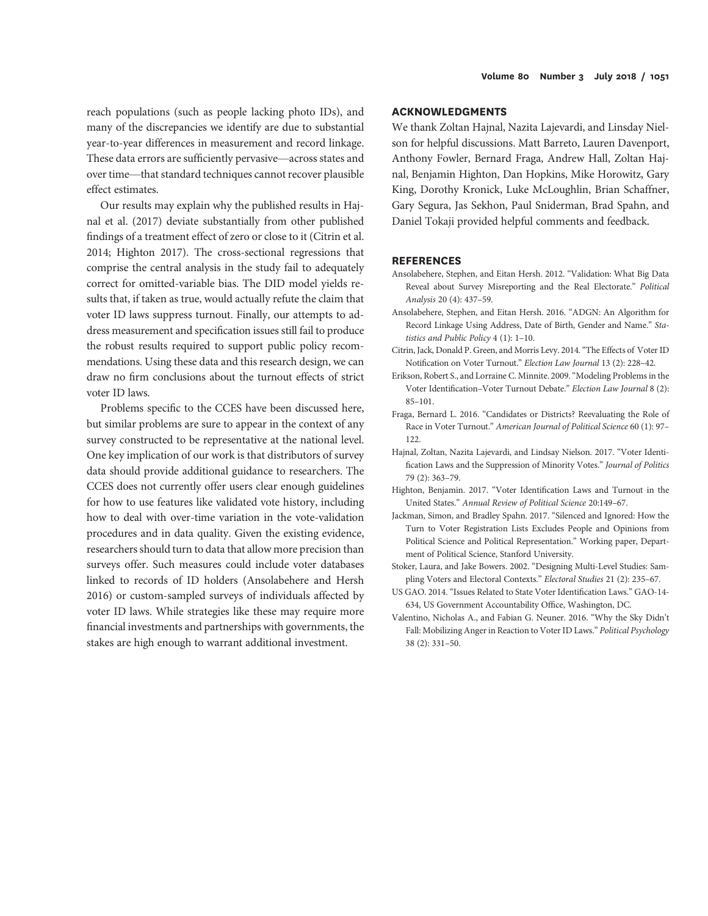reach populations (such as people lacking photo IDs), and many of the discrepancies we identify are due to substantial year-to-year differences in measurement and record linkage. These data errors are sufficiently pervasive—across states and over time—that standard techniques cannot recover plausible effect estimates.

Our results may explain why the published results in Hajnal et al. (2017) deviate substantially from other published findings of a treatment effect of zero or close to it (Citrin et al. 2014; Highton 2017). The cross-sectional regressions that comprise the central analysis in the study fail to adequately correct for omitted-variable bias. The DID model yields results that, if taken as true, would actually refute the claim that voter ID laws suppress turnout. Finally, our attempts to address measurement and specification issues still fail to produce the robust results required to support public policy recommendations. Using these data and this research design, we can draw no firm conclusions about the turnout effects of strict voter ID laws.

Problems specific to the CCES have been discussed here, but similar problems are sure to appear in the context of any survey constructed to be representative at the national level. One key implication of our work is that distributors of survey data should provide additional guidance to researchers. The CCES does not currently offer users clear enough guidelines for how to use features like validated vote history, including how to deal with over-time variation in the vote-validation procedures and in data quality. Given the existing evidence, researchers should turn to data that allow more precision than surveys offer. Such measures could include voter databases linked to records of ID holders (Ansolabehere and Hersh 2016) or custom-sampled surveys of individuals affected by voter ID laws. While strategies like these may require more financial investments and partnerships with governments, the stakes are high enough to warrant additional investment.

## ACKNOWLEDGMENTS

We thank Zoltan Hajnal, Nazita Lajevardi, and Linsday Nielson for helpful discussions. Matt Barreto, Lauren Davenport, Anthony Fowler, Bernard Fraga, Andrew Hall, Zoltan Hajnal, Benjamin Highton, Dan Hopkins, Mike Horowitz, Gary King, Dorothy Kronick, Luke McLoughlin, Brian Schaffner, Gary Segura, Jas Sekhon, Paul Sniderman, Brad Spahn, and Daniel Tokaji provided helpful comments and feedback.

## REFERENCES

Ansolabehere, Stephen, and Eitan Hersh. 2012. "Validation: What Big Data Reveal about Survey Misreporting and the Real Electorate." *Political Analysis* 20 (4): 437–59.

Ansolabehere, Stephen, and Eitan Hersh. 2016. "ADGN: An Algorithm for Record Linkage Using Address, Date of Birth, Gender and Name." *Statistics and Public Policy* 4 (1): 1–10.

Citrin, Jack, Donald P. Green, and Morris Levy. 2014. "The Effects of Voter ID Notification on Voter Turnout." *Election Law Journal* 13 (2): 228–42.

Erikson, Robert S., and Lorraine C. Minnite. 2009. "Modeling Problems in the Voter Identification–Voter Turnout Debate." *Election Law Journal* 8 (2): 85–101.

Fraga, Bernard L. 2016. "Candidates or Districts? Reevaluating the Role of Race in Voter Turnout." *American Journal of Political Science* 60 (1): 97–122.

Hajnal, Zoltan, Nazita Lajevardi, and Lindsay Nielson. 2017. "Voter Identification Laws and the Suppression of Minority Votes." *Journal of Politics* 79 (2): 363–79.

Highton, Benjamin. 2017. "Voter Identification Laws and Turnout in the United States." *Annual Review of Political Science* 20:149–67.

Jackman, Simon, and Bradley Spahn. 2017. "Silenced and Ignored: How the Turn to Voter Registration Lists Excludes People and Opinions from Political Science and Political Representation." Working paper, Department of Political Science, Stanford University.

Stoker, Laura, and Jake Bowers. 2002. "Designing Multi-Level Studies: Sampling Voters and Electoral Contexts." *Electoral Studies* 21 (2): 235–67.

US GAO. 2014. "Issues Related to State Voter Identification Laws." GAO-14-634, US Government Accountability Office, Washington, DC.

Valentino, Nicholas A., and Fabian G. Neuner. 2016. "Why the Sky Didn't Fall: Mobilizing Anger in Reaction to Voter ID Laws." *Political Psychology* 38 (2): 331–50.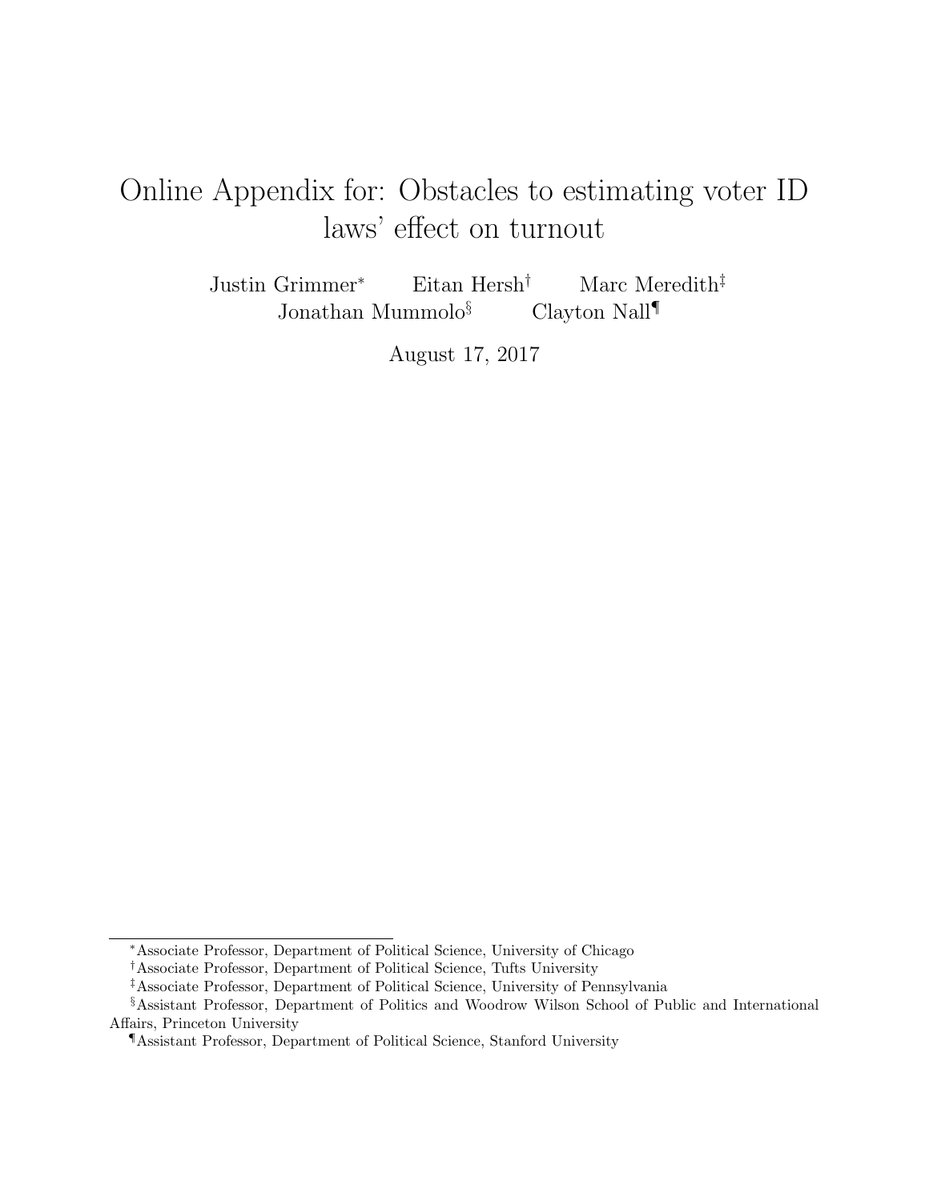# Online Appendix for: Obstacles to estimating voter ID laws' effect on turnout

Justin Grimmer* Eitan Hersh† Marc Meredith‡
Jonathan Mummolo§ Clayton Nall¶

August 17, 2017

*Associate Professor, Department of Political Science, University of Chicago

†Associate Professor, Department of Political Science, Tufts University

‡Associate Professor, Department of Political Science, University of Pennsylvania

§Assistant Professor, Department of Politics and Woodrow Wilson School of Public and International Affairs, Princeton University

¶Assistant Professor, Department of Political Science, Stanford University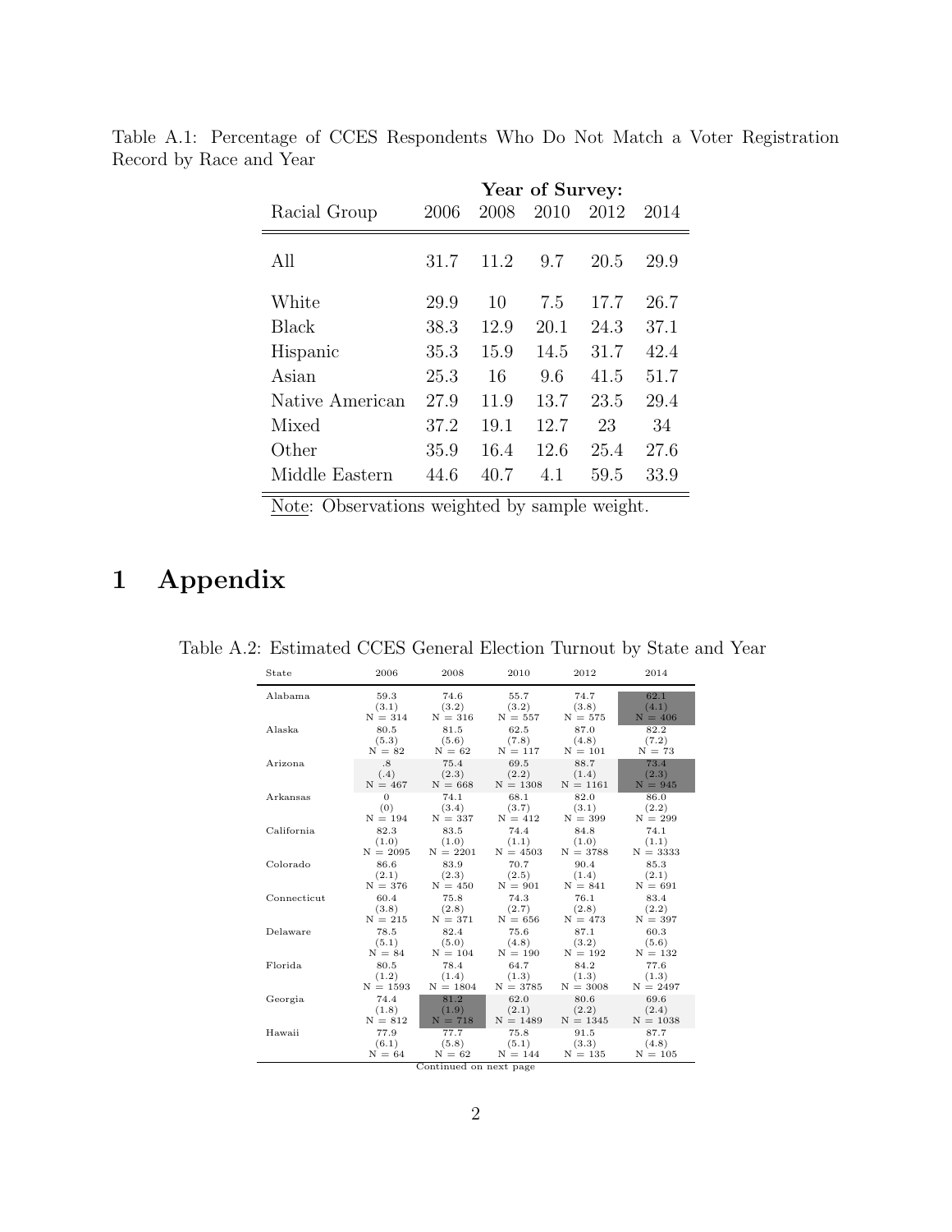Table A.1: Percentage of CCES Respondents Who Do Not Match a Voter Registration Record by Race and Year

| | **Year of Survey:** | | | | |
|---|---|---|---|---|---|
| Racial Group | 2006 | 2008 | 2010 | 2012 | 2014 |
| All | 31.7 | 11.2 | 9.7 | 20.5 | 29.9 |
| White | 29.9 | 10 | 7.5 | 17.7 | 26.7 |
| Black | 38.3 | 12.9 | 20.1 | 24.3 | 37.1 |
| Hispanic | 35.3 | 15.9 | 14.5 | 31.7 | 42.4 |
| Asian | 25.3 | 16 | 9.6 | 41.5 | 51.7 |
| Native American | 27.9 | 11.9 | 13.7 | 23.5 | 29.4 |
| Mixed | 37.2 | 19.1 | 12.7 | 23 | 34 |
| Other | 35.9 | 16.4 | 12.6 | 25.4 | 27.6 |
| Middle Eastern | 44.6 | 40.7 | 4.1 | 59.5 | 33.9 |

Note: Observations weighted by sample weight.

# 1 Appendix

Table A.2: Estimated CCES General Election Turnout by State and Year

| State | 2006 | 2008 | 2010 | 2012 | 2014 |
|---|---|---|---|---|---|
| Alabama | 59.3 (3.1) N = 314 | 74.6 (3.2) N = 316 | 55.7 (3.2) N = 557 | 74.7 (3.8) N = 575 | 62.1 (4.1) N = 406 |
| Alaska | 80.5 (5.3) N = 82 | 81.5 (5.6) N = 62 | 62.5 (7.8) N = 117 | 87.0 (4.8) N = 101 | 82.2 (7.2) N = 73 |
| Arizona | .8 (.4) N = 467 | 75.4 (2.3) N = 668 | 69.5 (2.2) N = 1308 | 88.7 (1.4) N = 1161 | 73.4 (2.3) N = 945 |
| Arkansas | 0 (0) N = 194 | 74.1 (3.4) N = 337 | 68.1 (3.7) N = 412 | 82.0 (3.1) N = 399 | 86.0 (2.2) N = 299 |
| California | 82.3 (1.0) N = 2095 | 83.5 (1.0) N = 2201 | 74.4 (1.1) N = 4503 | 84.8 (1.0) N = 3788 | 74.1 (1.1) N = 3333 |
| Colorado | 86.6 (2.1) N = 376 | 83.9 (2.3) N = 450 | 70.7 (2.5) N = 901 | 90.4 (1.4) N = 841 | 85.3 (2.1) N = 691 |
| Connecticut | 60.4 (3.8) N = 215 | 75.8 (2.8) N = 371 | 74.3 (2.7) N = 656 | 76.1 (2.8) N = 473 | 83.4 (2.2) N = 397 |
| Delaware | 78.5 (5.1) N = 84 | 82.4 (5.0) N = 104 | 75.6 (4.8) N = 190 | 87.1 (3.2) N = 192 | 60.3 (5.6) N = 132 |
| Florida | 80.5 (1.2) N = 1593 | 78.4 (1.4) N = 1804 | 64.7 (1.3) N = 3785 | 84.2 (1.3) N = 3008 | 77.6 (1.3) N = 2497 |
| Georgia | 74.4 (1.8) N = 812 | 81.2 (1.9) N = 718 | 62.0 (2.1) N = 1489 | 80.6 (2.2) N = 1345 | 69.6 (2.4) N = 1038 |
| Hawaii | 77.9 (6.1) N = 64 | 77.7 (5.8) N = 62 | 75.8 (5.1) N = 144 | 91.5 (3.3) N = 135 | 87.7 (4.8) N = 105 |

Continued on next page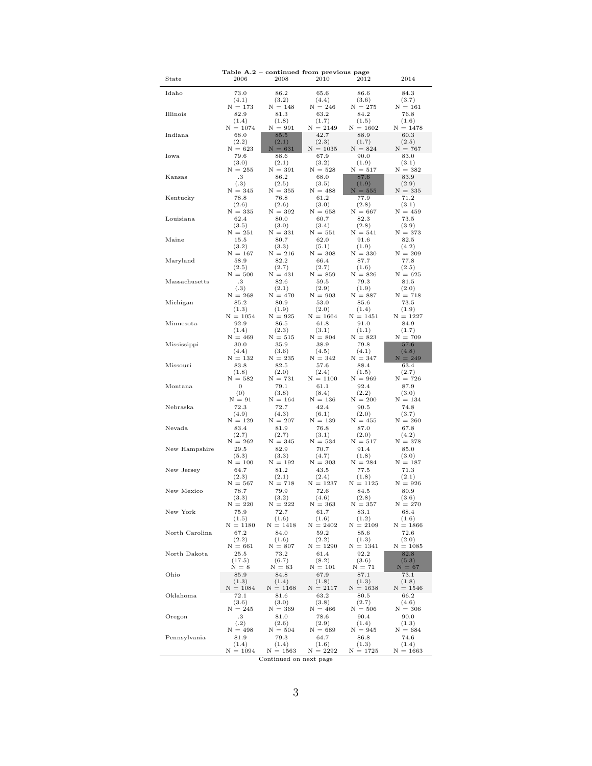**Table A.2 – continued from previous page**

| State | 2006 | 2008 | 2010 | 2012 | 2014 |
|---|---|---|---|---|---|
| Idaho | 73.0<br>(4.1)<br>N = 173 | 86.2<br>(3.2)<br>N = 148 | 65.6<br>(4.4)<br>N = 246 | 86.6<br>(3.6)<br>N = 275 | 84.3<br>(3.7)<br>N = 161 |
| Illinois | 82.9<br>(1.4)<br>N = 1074 | 81.3<br>(1.8)<br>N = 991 | 63.2<br>(1.7)<br>N = 2149 | 84.2<br>(1.5)<br>N = 1602 | 76.8<br>(1.6)<br>N = 1478 |
| Indiana | 68.0<br>(2.2)<br>N = 623 | 85.5<br>(2.1)<br>N = 631 | 42.7<br>(2.3)<br>N = 1035 | 88.9<br>(1.7)<br>N = 824 | 60.3<br>(2.5)<br>N = 767 |
| Iowa | 79.6<br>(3.0)<br>N = 255 | 88.6<br>(2.1)<br>N = 391 | 67.9<br>(3.2)<br>N = 528 | 90.0<br>(1.9)<br>N = 517 | 83.0<br>(3.1)<br>N = 382 |
| Kansas | .3<br>(.3)<br>N = 345 | 86.2<br>(2.5)<br>N = 355 | 68.0<br>(3.5)<br>N = 488 | 87.6<br>(1.9)<br>N = 555 | 83.9<br>(2.9)<br>N = 335 |
| Kentucky | 78.8<br>(2.6)<br>N = 335 | 76.8<br>(2.6)<br>N = 392 | 61.2<br>(3.0)<br>N = 658 | 77.9<br>(2.8)<br>N = 667 | 71.2<br>(3.1)<br>N = 459 |
| Louisiana | 62.4<br>(3.5)<br>N = 251 | 80.0<br>(3.0)<br>N = 331 | 60.7<br>(3.4)<br>N = 551 | 82.3<br>(2.8)<br>N = 541 | 73.5<br>(3.9)<br>N = 373 |
| Maine | 15.5<br>(3.2)<br>N = 167 | 80.7<br>(3.3)<br>N = 216 | 62.0<br>(5.1)<br>N = 308 | 91.6<br>(1.9)<br>N = 330 | 82.5<br>(4.2)<br>N = 209 |
| Maryland | 58.9<br>(2.5)<br>N = 500 | 82.2<br>(2.7)<br>N = 431 | 66.4<br>(2.7)<br>N = 859 | 87.7<br>(1.6)<br>N = 826 | 77.8<br>(2.5)<br>N = 625 |
| Massachusetts | .3<br>(.3)<br>N = 268 | 82.6<br>(2.1)<br>N = 470 | 59.5<br>(2.9)<br>N = 903 | 79.3<br>(1.9)<br>N = 887 | 81.5<br>(2.0)<br>N = 718 |
| Michigan | 85.2<br>(1.3)<br>N = 1054 | 80.9<br>(1.9)<br>N = 925 | 53.0<br>(2.0)<br>N = 1664 | 85.6<br>(1.4)<br>N = 1451 | 73.5<br>(1.9)<br>N = 1227 |
| Minnesota | 92.9<br>(1.4)<br>N = 469 | 86.5<br>(2.3)<br>N = 515 | 61.8<br>(3.1)<br>N = 804 | 91.0<br>(1.1)<br>N = 823 | 84.9<br>(1.7)<br>N = 709 |
| Mississippi | 30.0<br>(4.4)<br>N = 132 | 35.9<br>(3.6)<br>N = 235 | 38.9<br>(4.5)<br>N = 342 | 79.8<br>(4.1)<br>N = 347 | 57.6<br>(4.8)<br>N = 249 |
| Missouri | 83.8<br>(1.8)<br>N = 582 | 82.5<br>(2.0)<br>N = 731 | 57.6<br>(2.4)<br>N = 1100 | 88.4<br>(1.5)<br>N = 969 | 63.4<br>(2.7)<br>N = 726 |
| Montana | 0<br>(0)<br>N = 91 | 79.1<br>(3.8)<br>N = 164 | 61.1<br>(8.4)<br>N = 136 | 92.4<br>(2.2)<br>N = 200 | 87.9<br>(3.0)<br>N = 134 |
| Nebraska | 72.3<br>(4.9)<br>N = 129 | 72.7<br>(4.3)<br>N = 207 | 42.4<br>(6.1)<br>N = 139 | 90.5<br>(2.0)<br>N = 455 | 74.8<br>(3.7)<br>N = 260 |
| Nevada | 83.4<br>(2.7)<br>N = 262 | 81.9<br>(2.7)<br>N = 345 | 76.8<br>(3.1)<br>N = 534 | 87.0<br>(2.0)<br>N = 517 | 67.8<br>(4.2)<br>N = 378 |
| New Hampshire | 29.5<br>(5.3)<br>N = 100 | 82.9<br>(3.3)<br>N = 192 | 70.7<br>(4.7)<br>N = 303 | 91.4<br>(1.8)<br>N = 284 | 85.0<br>(3.0)<br>N = 187 |
| New Jersey | 64.7<br>(2.3)<br>N = 567 | 81.2<br>(2.1)<br>N = 718 | 43.5<br>(2.4)<br>N = 1237 | 77.5<br>(1.8)<br>N = 1125 | 71.3<br>(2.1)<br>N = 926 |
| New Mexico | 78.7<br>(3.3)<br>N = 220 | 79.9<br>(3.2)<br>N = 222 | 72.6<br>(4.6)<br>N = 363 | 84.5<br>(2.8)<br>N = 357 | 80.9<br>(3.6)<br>N = 270 |
| New York | 75.9<br>(1.5)<br>N = 1180 | 72.7<br>(1.6)<br>N = 1418 | 61.7<br>(1.6)<br>N = 2402 | 83.1<br>(1.2)<br>N = 2109 | 68.4<br>(1.6)<br>N = 1866 |
| North Carolina | 67.2<br>(2.2)<br>N = 661 | 84.0<br>(1.6)<br>N = 807 | 59.2<br>(2.2)<br>N = 1290 | 85.6<br>(1.3)<br>N = 1341 | 72.6<br>(2.0)<br>N = 1085 |
| North Dakota | 25.5<br>(17.5)<br>N = 8 | 73.2<br>(6.7)<br>N = 83 | 61.4<br>(8.2)<br>N = 101 | 92.2<br>(3.6)<br>N = 71 | 82.8<br>(5.3)<br>N = 67 |
| Ohio | 85.9<br>(1.3)<br>N = 1084 | 84.8<br>(1.4)<br>N = 1168 | 67.9<br>(1.8)<br>N = 2117 | 87.1<br>(1.3)<br>N = 1638 | 73.1<br>(1.8)<br>N = 1546 |
| Oklahoma | 72.1<br>(3.6)<br>N = 245 | 81.6<br>(3.0)<br>N = 369 | 63.2<br>(3.8)<br>N = 466 | 80.5<br>(2.7)<br>N = 506 | 66.2<br>(4.6)<br>N = 306 |
| Oregon | .3<br>(.2)<br>N = 498 | 81.0<br>(2.6)<br>N = 504 | 78.6<br>(2.9)<br>N = 689 | 90.4<br>(1.4)<br>N = 945 | 90.0<br>(1.3)<br>N = 684 |
| Pennsylvania | 81.9<br>(1.4)<br>N = 1094 | 79.3<br>(1.4)<br>N = 1563 | 64.7<br>(1.6)<br>N = 2292 | 86.8<br>(1.3)<br>N = 1725 | 74.6<br>(1.4)<br>N = 1663 |

Continued on next page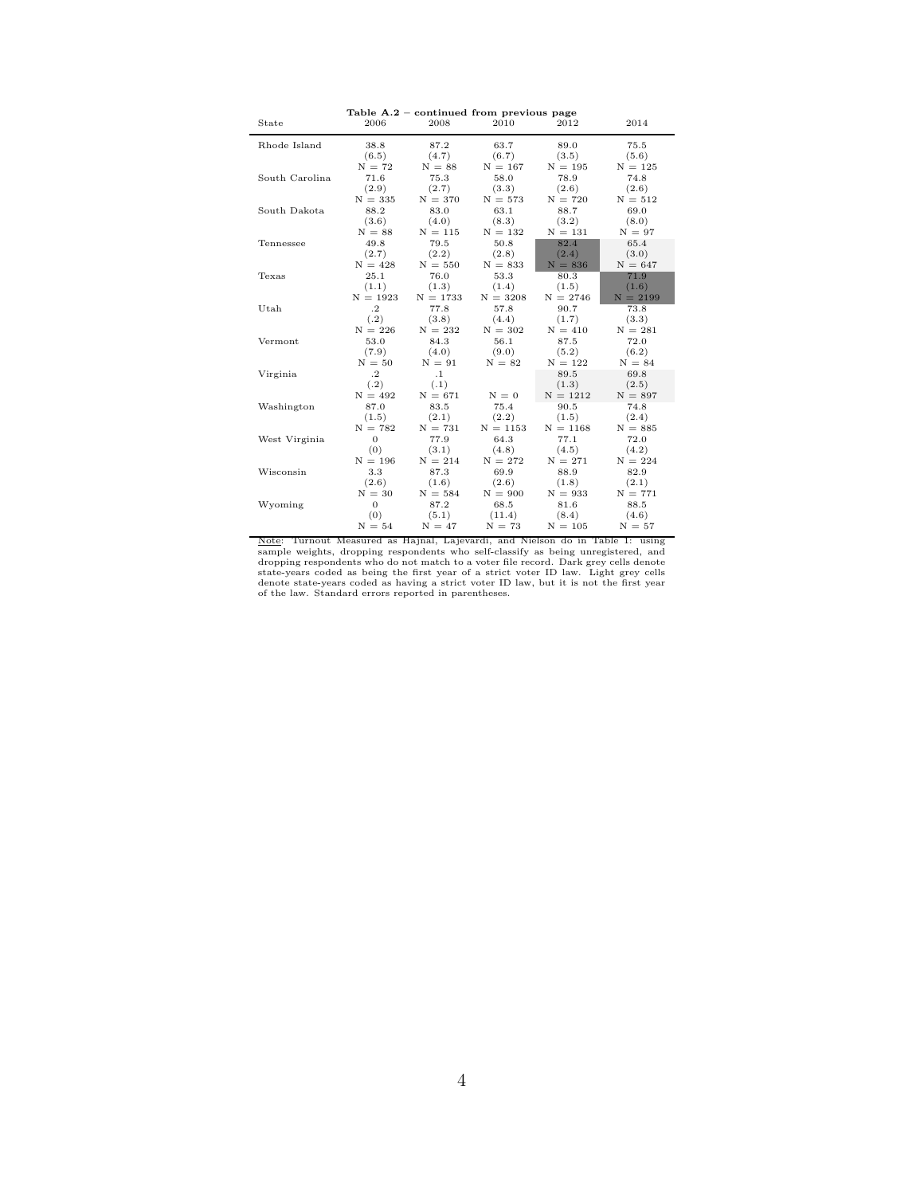**Table A.2 – continued from previous page**

| State | 2006 | 2008 | 2010 | 2012 | 2014 |
|---|---|---|---|---|---|
| Rhode Island | 38.8 | 87.2 | 63.7 | 89.0 | 75.5 |
| | (6.5) | (4.7) | (6.7) | (3.5) | (5.6) |
| | N = 72 | N = 88 | N = 167 | N = 195 | N = 125 |
| South Carolina | 71.6 | 75.3 | 58.0 | 78.9 | 74.8 |
| | (2.9) | (2.7) | (3.3) | (2.6) | (2.6) |
| | N = 335 | N = 370 | N = 573 | N = 720 | N = 512 |
| South Dakota | 88.2 | 83.0 | 63.1 | 88.7 | 69.0 |
| | (3.6) | (4.0) | (8.3) | (3.2) | (8.0) |
| | N = 88 | N = 115 | N = 132 | N = 131 | N = 97 |
| Tennessee | 49.8 | 79.5 | 50.8 | 82.4 | 65.4 |
| | (2.7) | (2.2) | (2.8) | (2.4) | (3.0) |
| | N = 428 | N = 550 | N = 833 | N = 836 | N = 647 |
| Texas | 25.1 | 76.0 | 53.3 | 80.3 | 71.9 |
| | (1.1) | (1.3) | (1.4) | (1.5) | (1.6) |
| | N = 1923 | N = 1733 | N = 3208 | N = 2746 | N = 2199 |
| Utah | .2 | 77.8 | 57.8 | 90.7 | 73.8 |
| | (.2) | (3.8) | (4.4) | (1.7) | (3.3) |
| | N = 226 | N = 232 | N = 302 | N = 410 | N = 281 |
| Vermont | 53.0 | 84.3 | 56.1 | 87.5 | 72.0 |
| | (7.9) | (4.0) | (9.0) | (5.2) | (6.2) |
| | N = 50 | N = 91 | N = 82 | N = 122 | N = 84 |
| Virginia | .2 | .1 | | 89.5 | 69.8 |
| | (.2) | (.1) | | (1.3) | (2.5) |
| | N = 492 | N = 671 | N = 0 | N = 1212 | N = 897 |
| Washington | 87.0 | 83.5 | 75.4 | 90.5 | 74.8 |
| | (1.5) | (2.1) | (2.2) | (1.5) | (2.4) |
| | N = 782 | N = 731 | N = 1153 | N = 1168 | N = 885 |
| West Virginia | 0 | 77.9 | 64.3 | 77.1 | 72.0 |
| | (0) | (3.1) | (4.8) | (4.5) | (4.2) |
| | N = 196 | N = 214 | N = 272 | N = 271 | N = 224 |
| Wisconsin | 3.3 | 87.3 | 69.9 | 88.9 | 82.9 |
| | (2.6) | (1.6) | (2.6) | (1.8) | (2.1) |
| | N = 30 | N = 584 | N = 900 | N = 933 | N = 771 |
| Wyoming | 0 | 87.2 | 68.5 | 81.6 | 88.5 |
| | (0) | (5.1) | (11.4) | (8.4) | (4.6) |
| | N = 54 | N = 47 | N = 73 | N = 105 | N = 57 |

Note: Turnout Measured as Hajnal, Lajevardi, and Nielson do in Table 1: using sample weights, dropping respondents who self-classify as being unregistered, and dropping respondents who do not match to a voter file record. Dark grey cells denote state-years coded as being the first year of a strict voter ID law. Light grey cells denote state-years coded as having a strict voter ID law, but it is not the first year of the law. Standard errors reported in parentheses.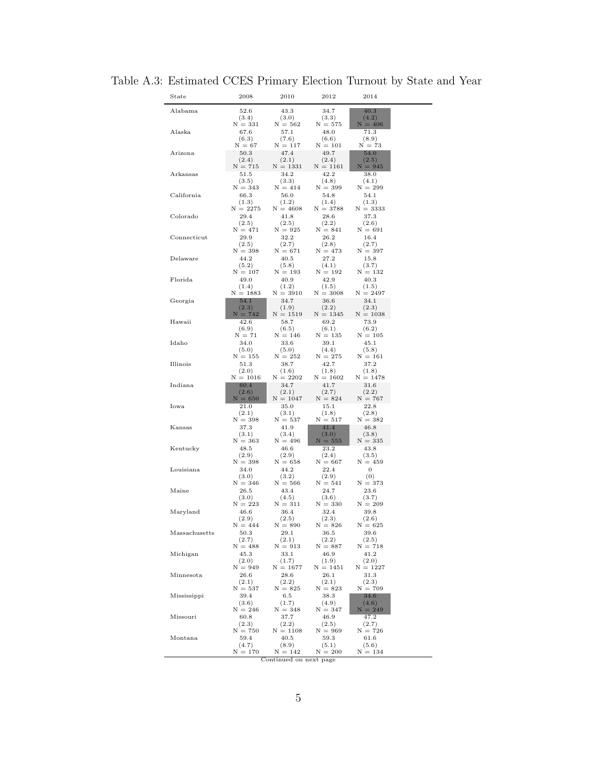Table A.3: Estimated CCES Primary Election Turnout by State and Year

| State | 2008 | 2010 | 2012 | 2014 |
|---|---|---|---|---|
| Alabama | 52.6<br>(3.4)<br>N = 331 | 43.3<br>(3.0)<br>N = 562 | 34.7<br>(3.3)<br>N = 575 | 40.3<br>(4.2)<br>N = 406 |
| Alaska | 67.6<br>(6.3)<br>N = 67 | 57.1<br>(7.6)<br>N = 117 | 48.0<br>(6.6)<br>N = 101 | 71.3<br>(8.9)<br>N = 73 |
| Arizona | 50.3<br>(2.4)<br>N = 715 | 47.4<br>(2.1)<br>N = 1331 | 49.7<br>(2.4)<br>N = 1161 | 54.0<br>(2.5)<br>N = 945 |
| Arkansas | 51.5<br>(3.5)<br>N = 343 | 34.2<br>(3.3)<br>N = 414 | 42.2<br>(4.8)<br>N = 399 | 38.0<br>(4.1)<br>N = 299 |
| California | 66.3<br>(1.3)<br>N = 2275 | 56.0<br>(1.2)<br>N = 4608 | 54.8<br>(1.4)<br>N = 3788 | 54.1<br>(1.3)<br>N = 3333 |
| Colorado | 29.4<br>(2.5)<br>N = 471 | 41.8<br>(2.5)<br>N = 925 | 28.6<br>(2.2)<br>N = 841 | 37.3<br>(2.6)<br>N = 691 |
| Connecticut | 29.9<br>(2.5)<br>N = 398 | 32.2<br>(2.7)<br>N = 671 | 26.2<br>(2.8)<br>N = 473 | 16.4<br>(2.7)<br>N = 397 |
| Delaware | 44.2<br>(5.2)<br>N = 107 | 40.5<br>(5.8)<br>N = 193 | 27.2<br>(4.1)<br>N = 192 | 15.8<br>(3.7)<br>N = 132 |
| Florida | 49.0<br>(1.4)<br>N = 1883 | 40.9<br>(1.2)<br>N = 3910 | 42.9<br>(1.5)<br>N = 3008 | 40.3<br>(1.5)<br>N = 2497 |
| Georgia | 54.1<br>(2.3)<br>N = 742 | 34.7<br>(1.9)<br>N = 1519 | 36.6<br>(2.2)<br>N = 1345 | 34.1<br>(2.3)<br>N = 1038 |
| Hawaii | 42.6<br>(6.9)<br>N = 71 | 58.7<br>(6.5)<br>N = 146 | 69.2<br>(6.1)<br>N = 135 | 73.9<br>(6.2)<br>N = 105 |
| Idaho | 34.0<br>(5.0)<br>N = 155 | 33.6<br>(5.0)<br>N = 252 | 39.1<br>(4.4)<br>N = 275 | 45.1<br>(5.8)<br>N = 161 |
| Illinois | 51.3<br>(2.0)<br>N = 1016 | 38.7<br>(1.6)<br>N = 2202 | 42.7<br>(1.8)<br>N = 1602 | 37.2<br>(1.8)<br>N = 1478 |
| Indiana | 60.4<br>(2.6)<br>N = 650 | 34.7<br>(2.1)<br>N = 1047 | 41.7<br>(2.7)<br>N = 824 | 31.6<br>(2.2)<br>N = 767 |
| Iowa | 21.0<br>(2.1)<br>N = 398 | 35.0<br>(3.1)<br>N = 537 | 15.1<br>(1.8)<br>N = 517 | 22.8<br>(2.8)<br>N = 382 |
| Kansas | 37.3<br>(3.1)<br>N = 363 | 41.9<br>(3.4)<br>N = 496 | 41.4<br>(3.0)<br>N = 555 | 46.8<br>(3.8)<br>N = 335 |
| Kentucky | 48.5<br>(2.9)<br>N = 398 | 46.6<br>(2.9)<br>N = 658 | 23.2<br>(2.4)<br>N = 667 | 43.8<br>(3.5)<br>N = 459 |
| Louisiana | 34.0<br>(3.0)<br>N = 346 | 44.2<br>(3.2)<br>N = 566 | 22.4<br>(2.9)<br>N = 541 | 0<br>(0)<br>N = 373 |
| Maine | 26.5<br>(3.0)<br>N = 223 | 43.4<br>(4.5)<br>N = 311 | 24.7<br>(3.6)<br>N = 330 | 23.6<br>(3.7)<br>N = 209 |
| Maryland | 46.6<br>(2.9)<br>N = 444 | 36.4<br>(2.5)<br>N = 890 | 32.4<br>(2.3)<br>N = 826 | 39.8<br>(2.6)<br>N = 625 |
| Massachusetts | 50.3<br>(2.7)<br>N = 488 | 29.1<br>(2.1)<br>N = 913 | 36.5<br>(2.2)<br>N = 887 | 39.6<br>(2.5)<br>N = 718 |
| Michigan | 45.3<br>(2.0)<br>N = 949 | 33.1<br>(1.7)<br>N = 1677 | 46.9<br>(1.9)<br>N = 1451 | 41.2<br>(2.0)<br>N = 1227 |
| Minnesota | 26.6<br>(2.1)<br>N = 537 | 28.6<br>(2.2)<br>N = 825 | 26.1<br>(2.1)<br>N = 823 | 31.3<br>(2.3)<br>N = 709 |
| Mississippi | 39.4<br>(3.6)<br>N = 246 | 6.5<br>(1.7)<br>N = 348 | 38.3<br>(4.9)<br>N = 347 | 34.6<br>(4.6)<br>N = 249 |
| Missouri | 60.8<br>(2.3)<br>N = 750 | 37.7<br>(2.2)<br>N = 1108 | 46.9<br>(2.5)<br>N = 969 | 47.2<br>(2.7)<br>N = 726 |
| Montana | 59.4<br>(4.7)<br>N = 170 | 40.5<br>(8.9)<br>N = 142 | 59.3<br>(5.1)<br>N = 200 | 61.6<br>(5.6)<br>N = 134 |

Continued on next page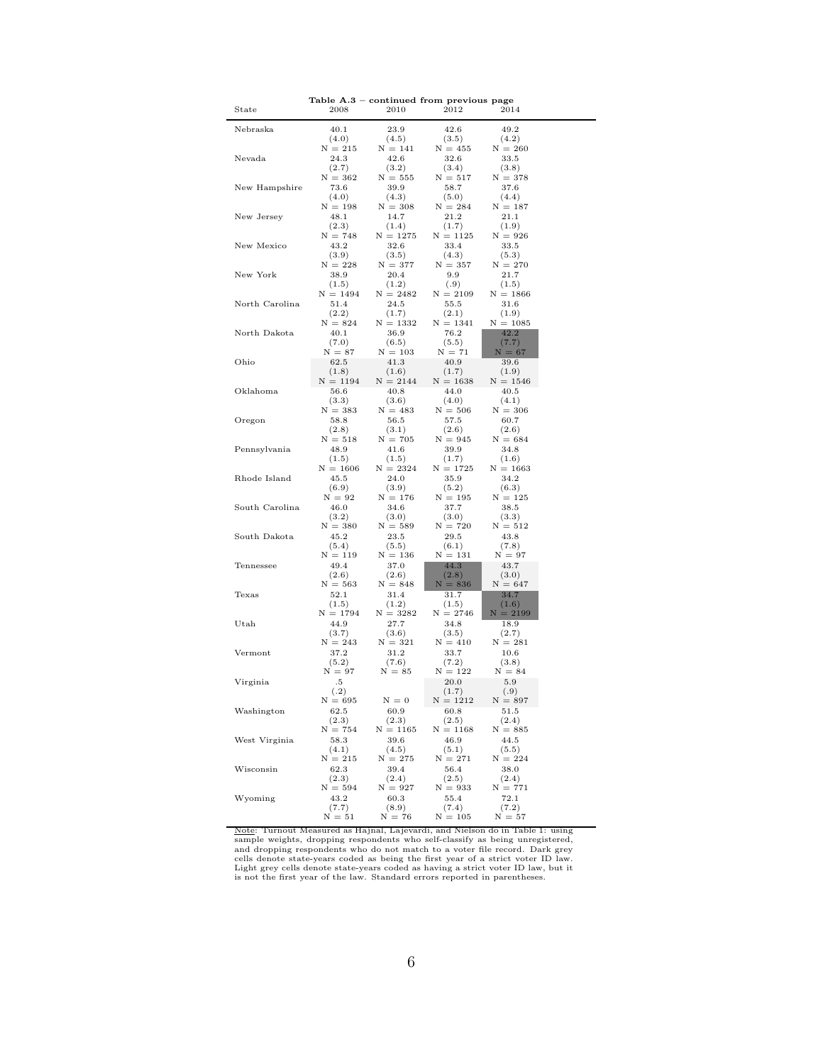**Table A.3 – continued from previous page**

| State | 2008 | 2010 | 2012 | 2014 |
|---|---|---|---|---|
| Nebraska | 40.1<br>(4.0)<br>N = 215 | 23.9<br>(4.5)<br>N = 141 | 42.6<br>(3.5)<br>N = 455 | 49.2<br>(4.2)<br>N = 260 |
| Nevada | 24.3<br>(2.7)<br>N = 362 | 42.6<br>(3.2)<br>N = 555 | 32.6<br>(3.4)<br>N = 517 | 33.5<br>(3.8)<br>N = 378 |
| New Hampshire | 73.6<br>(4.0)<br>N = 198 | 39.9<br>(4.3)<br>N = 308 | 58.7<br>(5.0)<br>N = 284 | 37.6<br>(4.4)<br>N = 187 |
| New Jersey | 48.1<br>(2.3)<br>N = 748 | 14.7<br>(1.4)<br>N = 1275 | 21.2<br>(1.7)<br>N = 1125 | 21.1<br>(1.9)<br>N = 926 |
| New Mexico | 43.2<br>(3.9)<br>N = 228 | 32.6<br>(3.5)<br>N = 377 | 33.4<br>(4.3)<br>N = 357 | 33.5<br>(5.3)<br>N = 270 |
| New York | 38.9<br>(1.5)<br>N = 1494 | 20.4<br>(1.2)<br>N = 2482 | 9.9<br>(.9)<br>N = 2109 | 21.7<br>(1.5)<br>N = 1866 |
| North Carolina | 51.4<br>(2.2)<br>N = 824 | 24.5<br>(1.7)<br>N = 1332 | 55.5<br>(2.1)<br>N = 1341 | 31.6<br>(1.9)<br>N = 1085 |
| North Dakota | 40.1<br>(7.0)<br>N = 87 | 36.9<br>(6.5)<br>N = 103 | 76.2<br>(5.5)<br>N = 71 | 42.2<br>(7.7)<br>N = 67 |
| Ohio | 62.5<br>(1.8)<br>N = 1194 | 41.3<br>(1.6)<br>N = 2144 | 40.9<br>(1.7)<br>N = 1638 | 39.6<br>(1.9)<br>N = 1546 |
| Oklahoma | 56.6<br>(3.3)<br>N = 383 | 40.8<br>(3.6)<br>N = 483 | 44.0<br>(4.0)<br>N = 506 | 40.5<br>(4.1)<br>N = 306 |
| Oregon | 58.8<br>(2.8)<br>N = 518 | 56.5<br>(3.1)<br>N = 705 | 57.5<br>(2.6)<br>N = 945 | 60.7<br>(2.6)<br>N = 684 |
| Pennsylvania | 48.9<br>(1.5)<br>N = 1606 | 41.6<br>(1.5)<br>N = 2324 | 39.9<br>(1.7)<br>N = 1725 | 34.8<br>(1.6)<br>N = 1663 |
| Rhode Island | 45.5<br>(6.9)<br>N = 92 | 24.0<br>(3.9)<br>N = 176 | 35.9<br>(5.2)<br>N = 195 | 34.2<br>(6.3)<br>N = 125 |
| South Carolina | 46.0<br>(3.2)<br>N = 380 | 34.6<br>(3.0)<br>N = 589 | 37.7<br>(3.0)<br>N = 720 | 38.5<br>(3.3)<br>N = 512 |
| South Dakota | 45.2<br>(5.4)<br>N = 119 | 23.5<br>(5.5)<br>N = 136 | 29.5<br>(6.1)<br>N = 131 | 43.8<br>(7.8)<br>N = 97 |
| Tennessee | 49.4<br>(2.6)<br>N = 563 | 37.0<br>(2.6)<br>N = 848 | 44.3<br>(2.8)<br>N = 836 | 43.7<br>(3.0)<br>N = 647 |
| Texas | 52.1<br>(1.5)<br>N = 1794 | 31.4<br>(1.2)<br>N = 3282 | 31.7<br>(1.5)<br>N = 2746 | 34.7<br>(1.6)<br>N = 2199 |
| Utah | 44.9<br>(3.7)<br>N = 243 | 27.7<br>(3.6)<br>N = 321 | 34.8<br>(3.5)<br>N = 410 | 18.9<br>(2.7)<br>N = 281 |
| Vermont | 37.2<br>(5.2)<br>N = 97 | 31.2<br>(7.6)<br>N = 85 | 33.7<br>(7.2)<br>N = 122 | 10.6<br>(3.8)<br>N = 84 |
| Virginia | .5<br>(.2)<br>N = 695 | N = 0 | 20.0<br>(1.7)<br>N = 1212 | 5.9<br>(.9)<br>N = 897 |
| Washington | 62.5<br>(2.3)<br>N = 754 | 60.9<br>(2.3)<br>N = 1165 | 60.8<br>(2.5)<br>N = 1168 | 51.5<br>(2.4)<br>N = 885 |
| West Virginia | 58.3<br>(4.1)<br>N = 215 | 39.6<br>(4.5)<br>N = 275 | 46.9<br>(5.1)<br>N = 271 | 44.5<br>(5.5)<br>N = 224 |
| Wisconsin | 62.3<br>(2.3)<br>N = 594 | 39.4<br>(2.4)<br>N = 927 | 56.4<br>(2.5)<br>N = 933 | 38.0<br>(2.4)<br>N = 771 |
| Wyoming | 43.2<br>(7.7)<br>N = 51 | 60.3<br>(8.9)<br>N = 76 | 55.4<br>(7.4)<br>N = 105 | 72.1<br>(7.2)<br>N = 57 |

Note: Turnout Measured as Hajnal, Lajevardi, and Nielson do in Table 1: using sample weights, dropping respondents who self-classify as being unregistered, and dropping respondents who do not match to a voter file record. Dark grey cells denote state-years coded as being the first year of a strict voter ID law. Light grey cells denote state-years coded as having a strict voter ID law, but it is not the first year of the law. Standard errors reported in parentheses.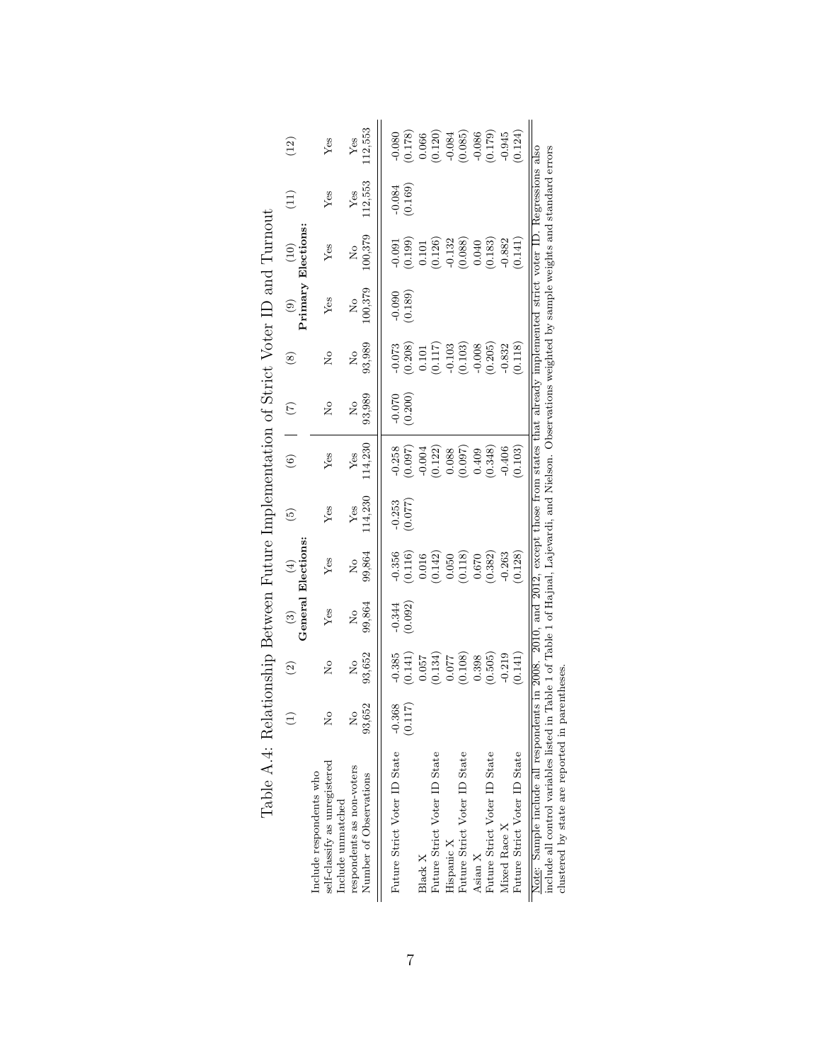# Table A.4: Relationship Between Future Implementation of Strict Voter ID and Turnout

| | (1) | (2) | (3) | (4) | (5) | (6) | (7) | (8) | (9) | (10) | (11) | (12) |
|---|---|---|---|---|---|---|---|---|---|---|---|---|
| | **General Elections:** | | | | | | **Primary Elections:** | | | | | |
| Include respondents who self-classify as unregistered | No | No | Yes | Yes | Yes | Yes | No | No | Yes | Yes | Yes | Yes |
| Include unmatched respondents as non-voters | No | No | No | No | Yes | Yes | No | No | No | No | Yes | Yes |
| Number of Observations | 93,652 | 93,652 | 99,864 | 99,864 | 114,230 | 114,230 | 93,989 | 93,989 | 100,379 | 100,379 | 112,553 | 112,553 |
| Future Strict Voter ID State | -0.368 | -0.385 | -0.344 | -0.356 | -0.253 | -0.258 | -0.070 | -0.073 | -0.090 | -0.091 | -0.084 | -0.080 |
| | (0.117) | (0.141) | (0.092) | (0.116) | (0.077) | (0.097) | (0.200) | (0.208) | (0.189) | (0.199) | (0.169) | (0.178) |
| Black X | | 0.057 | | 0.016 | | -0.004 | | 0.101 | | 0.101 | | 0.066 |
| Future Strict Voter ID State | | (0.134) | | (0.142) | | (0.122) | | (0.117) | | (0.126) | | (0.120) |
| Hispanic X | | 0.077 | | 0.050 | | 0.088 | | -0.103 | | -0.132 | | -0.084 |
| Future Strict Voter ID State | | (0.108) | | (0.118) | | (0.097) | | (0.103) | | (0.088) | | (0.085) |
| Asian X | | 0.398 | | 0.670 | | 0.409 | | -0.008 | | 0.040 | | -0.086 |
| Future Strict Voter ID State | | (0.505) | | (0.382) | | (0.348) | | (0.205) | | (0.183) | | (0.179) |
| Mixed Race X | | -0.219 | | -0.263 | | -0.406 | | -0.832 | | -0.882 | | -0.945 |
| Future Strict Voter ID State | | (0.141) | | (0.128) | | (0.103) | | (0.118) | | (0.141) | | (0.124) |

Note: Sample include all respondents in 2008, 2010, and 2012, except those from states that already implemented strict voter ID. Regressions also include all control variables listed in Table 1 of Hajnal, Lajevardi, and Nielson. Observations weighted by sample weights and standard errors clustered by state are reported in parentheses.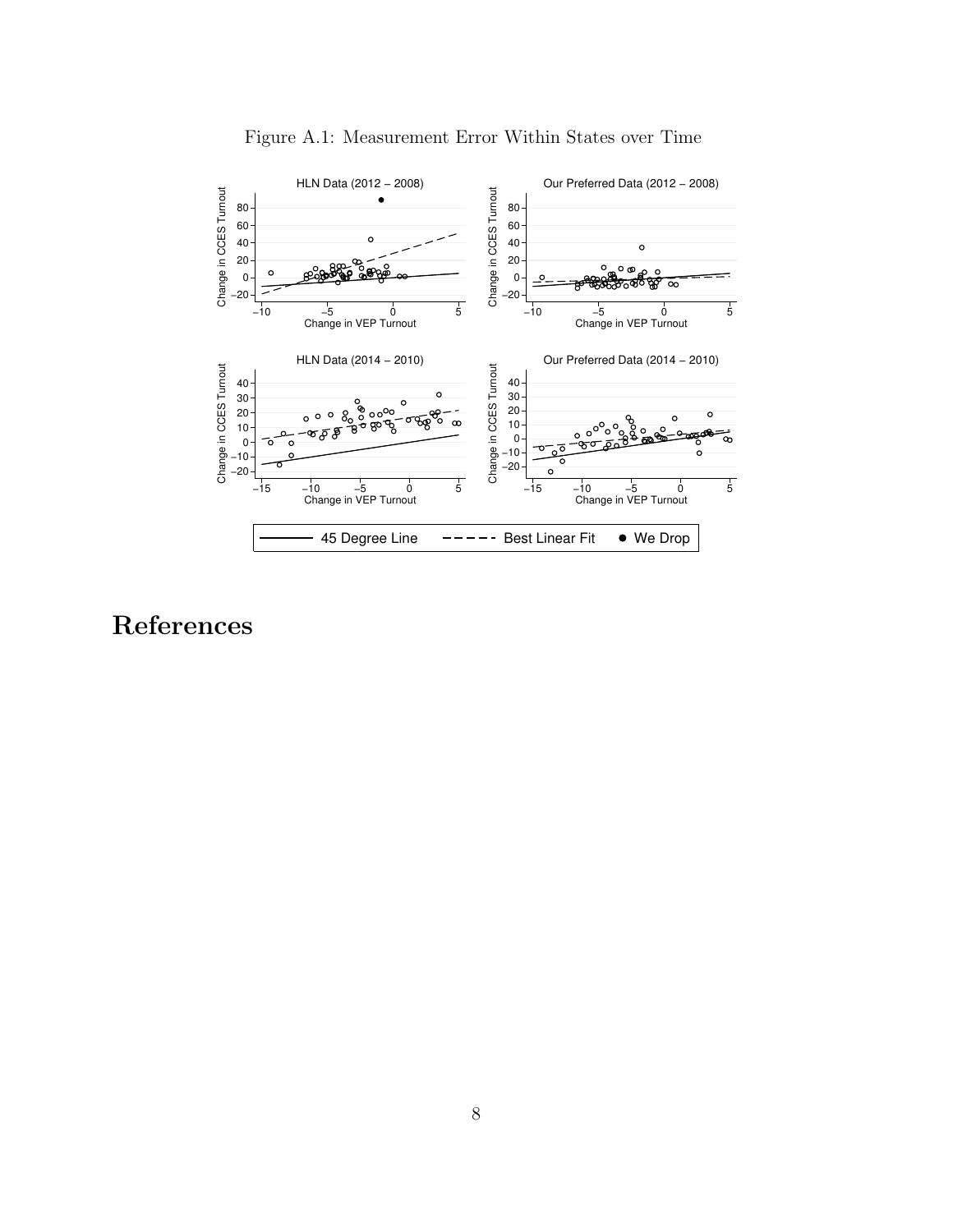Figure A.1: Measurement Error Within States over Time

HLN Data (2012 – 2008)

Change in CCES Turnout

80
60
40
20
0
−20

−10
−5
0
5

Change in VEP Turnout

Our Preferred Data (2012 – 2008)

Change in CCES Turnout

80
60
40
20
0
−20

−10
−5
0
5

Change in VEP Turnout

HLN Data (2014 – 2010)

Change in CCES Turnout

40
30
20
10
0
−10
−20

−15
−10
−5
0
5

Change in VEP Turnout

Our Preferred Data (2014 – 2010)

Change in CCES Turnout

40
30
20
10
0
−10
−20

−15
−10
−5
0
5

Change in VEP Turnout

45 Degree Line
Best Linear Fit
We Drop

# References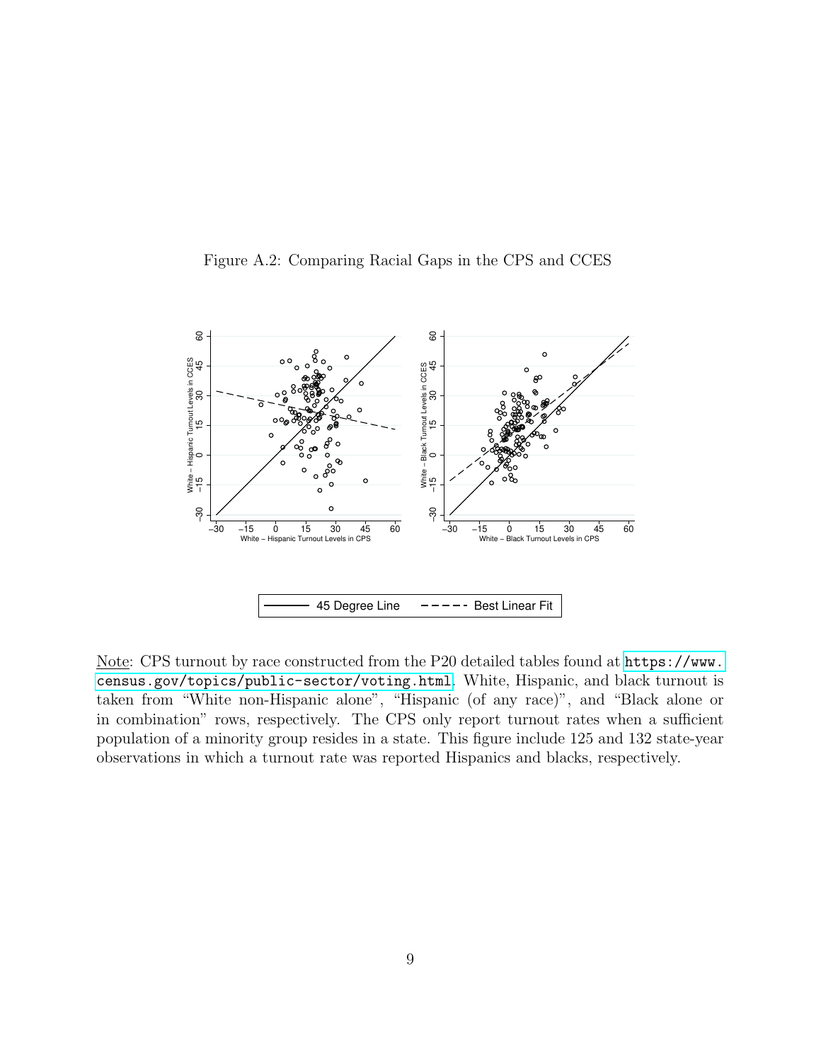Figure A.2: Comparing Racial Gaps in the CPS and CCES

White – Hispanic Turnout Levels in CCES

60
45
30
15
0
−15
−30

−30 −15 0 15 30 45 60

White – Hispanic Turnout Levels in CPS

White – Black Turnout Levels in CCES

60
45
30
15
0
−15
−30

−30 −15 0 15 30 45 60

White – Black Turnout Levels in CPS

45 Degree Line
Best Linear Fit

Note: CPS turnout by race constructed from the P20 detailed tables found at https://www.census.gov/topics/public-sector/voting.html. White, Hispanic, and black turnout is taken from "White non-Hispanic alone", "Hispanic (of any race)", and "Black alone or in combination" rows, respectively. The CPS only report turnout rates when a sufficient population of a minority group resides in a state. This figure include 125 and 132 state-year observations in which a turnout rate was reported Hispanics and blacks, respectively.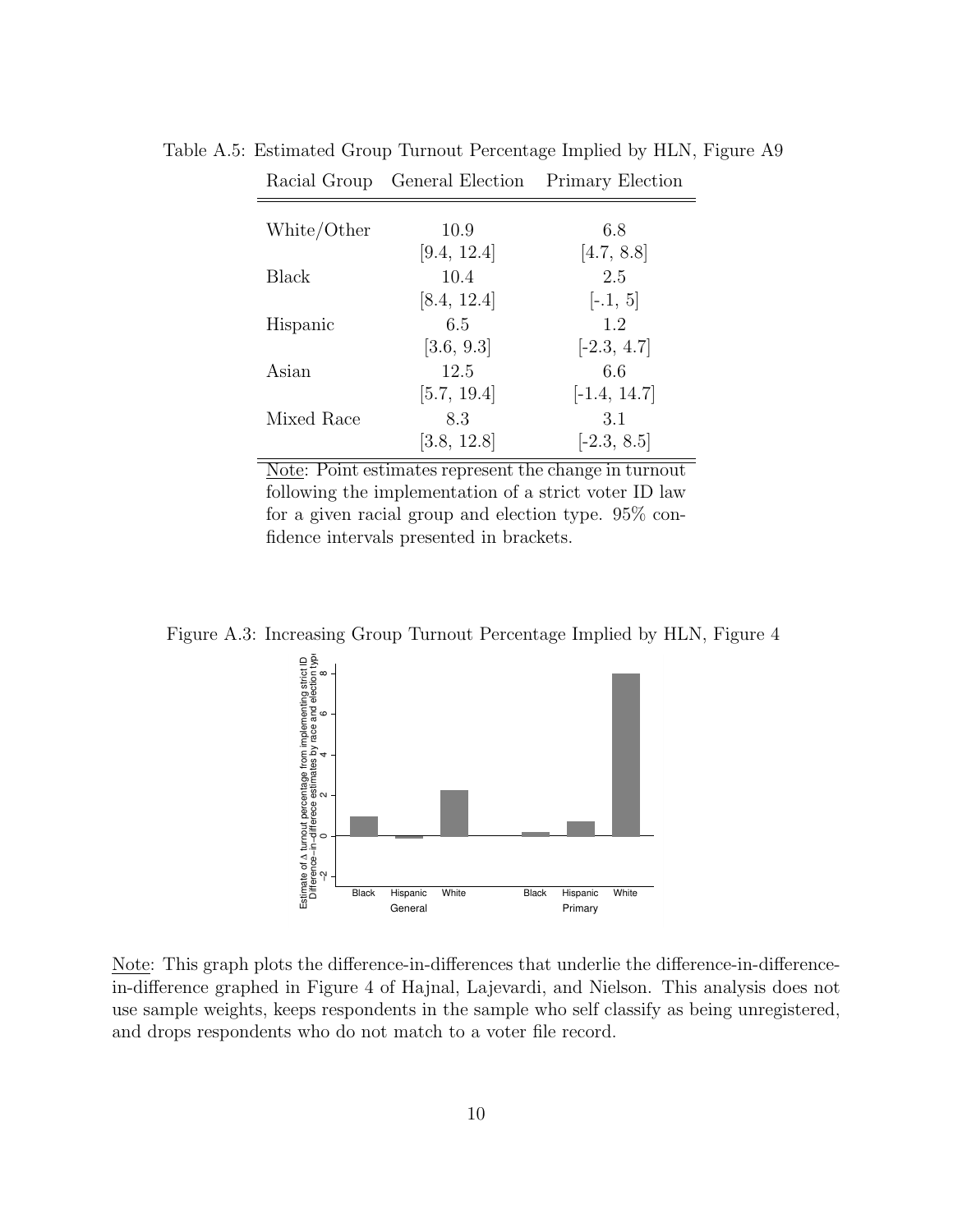Table A.5: Estimated Group Turnout Percentage Implied by HLN, Figure A9

| Racial Group | General Election | Primary Election |
|---|---|---|
| White/Other | 10.9 | 6.8 |
| | [9.4, 12.4] | [4.7, 8.8] |
| Black | 10.4 | 2.5 |
| | [8.4, 12.4] | [-.1, 5] |
| Hispanic | 6.5 | 1.2 |
| | [3.6, 9.3] | [-2.3, 4.7] |
| Asian | 12.5 | 6.6 |
| | [5.7, 19.4] | [-1.4, 14.7] |
| Mixed Race | 8.3 | 3.1 |
| | [3.8, 12.8] | [-2.3, 8.5] |

Note: Point estimates represent the change in turnout following the implementation of a strict voter ID law for a given racial group and election type. 95% confidence intervals presented in brackets.

Figure A.3: Increasing Group Turnout Percentage Implied by HLN, Figure 4

Estimate of Δ turnout percentage from implementing strict ID
Difference−in−differece estimates by race and election type

-2
0
2
4
6
8

Black
Hispanic
White
General

Black
Hispanic
White
Primary

Note: This graph plots the difference-in-differences that underlie the difference-in-difference-in-difference graphed in Figure 4 of Hajnal, Lajevardi, and Nielson. This analysis does not use sample weights, keeps respondents in the sample who self classify as being unregistered, and drops respondents who do not match to a voter file record.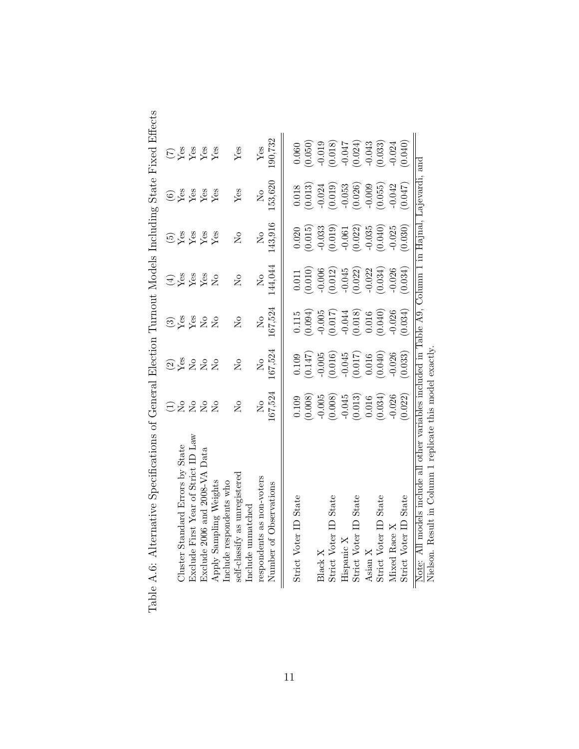Table A.6: Alternative Specifications of General Election Turnout Models Including State Fixed Effects

| | (1) | (2) | (3) | (4) | (5) | (6) | (7) |
|---|---|---|---|---|---|---|---|
| Cluster Standard Errors by State | No | Yes | Yes | Yes | Yes | Yes | Yes |
| Exclude First Year of Strict ID Law | No | No | Yes | Yes | Yes | Yes | Yes |
| Exclude 2006 and 2008-VA Data | No | No | No | Yes | Yes | Yes | Yes |
| Apply Sampling Weights | No | No | No | No | Yes | Yes | Yes |
| Include respondents who self-classify as unregistered | No | No | No | No | No | Yes | Yes |
| Include unmatched respondents as non-voters | No | No | No | No | No | No | Yes |
| Number of Observations | 167,524 | 167,524 | 167,524 | 144,044 | 143,916 | 153,620 | 190,732 |
| Strict Voter ID State | 0.109 | 0.109 | 0.115 | 0.011 | 0.020 | 0.018 | 0.060 |
| | (0.008) | (0.147) | (0.094) | (0.010) | (0.015) | (0.013) | (0.050) |
| Black X | -0.005 | -0.005 | -0.005 | -0.006 | -0.033 | -0.024 | -0.019 |
| Strict Voter ID State | (0.008) | (0.016) | (0.017) | (0.012) | (0.019) | (0.019) | (0.018) |
| Hispanic X | -0.045 | -0.045 | -0.044 | -0.045 | -0.061 | -0.053 | -0.047 |
| Strict Voter ID State | (0.013) | (0.017) | (0.018) | (0.022) | (0.022) | (0.026) | (0.024) |
| Asian X | 0.016 | 0.016 | 0.016 | -0.022 | -0.035 | -0.009 | -0.043 |
| Strict Voter ID State | (0.034) | (0.040) | (0.040) | (0.034) | (0.040) | (0.055) | (0.033) |
| Mixed Race X | -0.026 | -0.026 | -0.026 | -0.026 | -0.025 | -0.042 | -0.024 |
| Strict Voter ID State | (0.022) | (0.033) | (0.034) | (0.034) | (0.030) | (0.047) | (0.040) |

Note: All models include all other variables included in Table A9, Column 1 in Hajnal, Lajevardi, and Nielson. Result in Column 1 replicate this model exactly.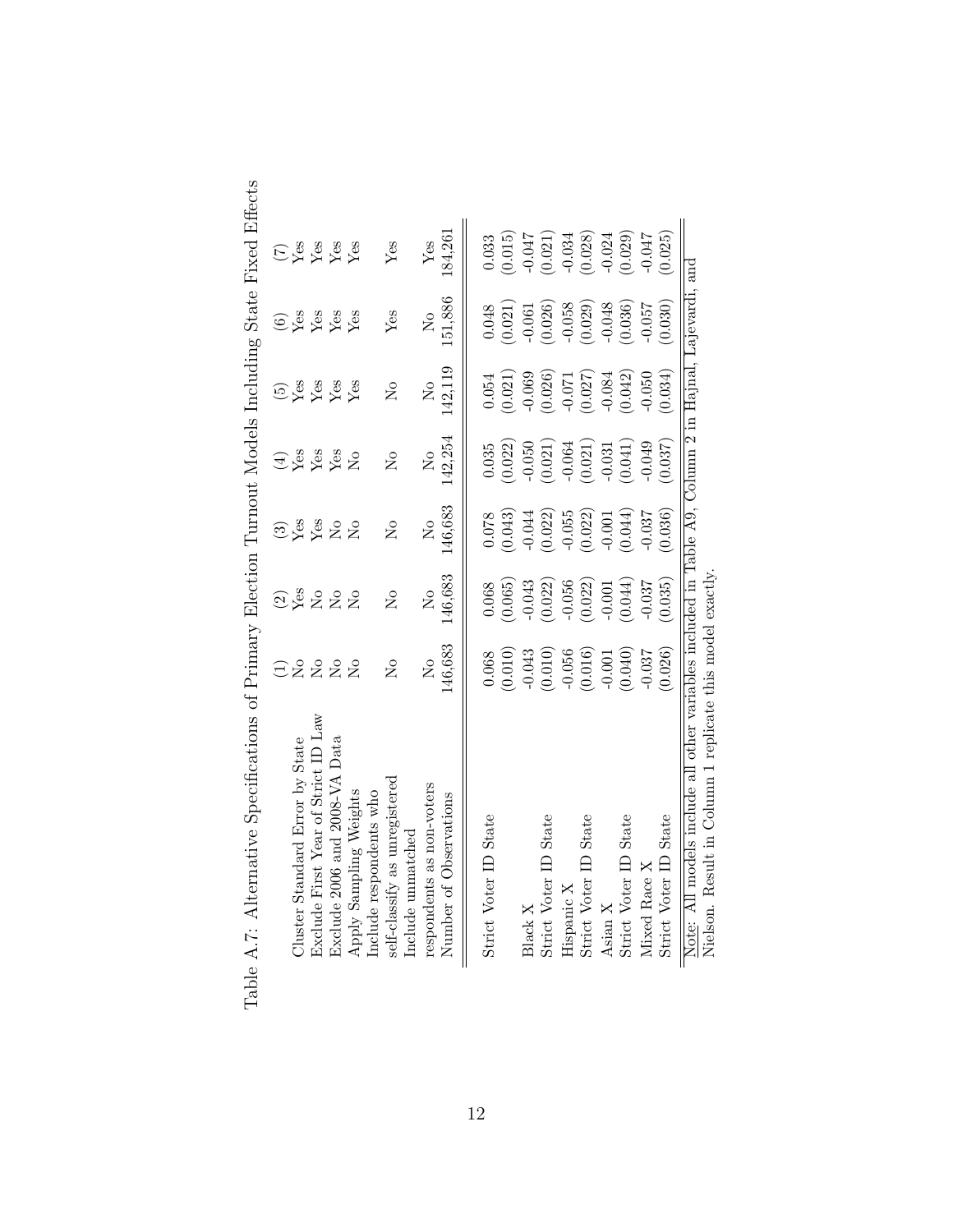Table A.7: Alternative Specifications of Primary Election Turnout Models Including State Fixed Effects

| | (1) | (2) | (3) | (4) | (5) | (6) | (7) |
|---|---|---|---|---|---|---|---|
| Cluster Standard Error by State | No | Yes | Yes | Yes | Yes | Yes | Yes |
| Exclude First Year of Strict ID Law | No | No | Yes | Yes | Yes | Yes | Yes |
| Exclude 2006 and 2008-VA Data | No | No | No | Yes | Yes | Yes | Yes |
| Apply Sampling Weights | No | No | No | No | Yes | Yes | Yes |
| Include respondents who self-classify as unregistered | No | No | No | No | No | Yes | Yes |
| Include unmatched respondents as non-voters | No | No | No | No | No | No | Yes |
| Number of Observations | 146,683 | 146,683 | 146,683 | 142,254 | 142,119 | 151,886 | 184,261 |
| Strict Voter ID State | 0.068 | 0.068 | 0.078 | 0.035 | 0.054 | 0.048 | 0.033 |
| | (0.010) | (0.065) | (0.043) | (0.022) | (0.021) | (0.021) | (0.015) |
| Black X | -0.043 | -0.043 | -0.044 | -0.050 | -0.069 | -0.061 | -0.047 |
| Strict Voter ID State | (0.010) | (0.022) | (0.022) | (0.021) | (0.026) | (0.026) | (0.021) |
| Hispanic X | -0.056 | -0.056 | -0.055 | -0.064 | -0.071 | -0.058 | -0.034 |
| Strict Voter ID State | (0.016) | (0.022) | (0.022) | (0.021) | (0.027) | (0.029) | (0.028) |
| Asian X | -0.001 | -0.001 | -0.001 | -0.031 | -0.084 | -0.048 | -0.024 |
| Strict Voter ID State | (0.040) | (0.044) | (0.044) | (0.041) | (0.042) | (0.036) | (0.029) |
| Mixed Race X | -0.037 | -0.037 | -0.037 | -0.049 | -0.050 | -0.057 | -0.047 |
| Strict Voter ID State | (0.026) | (0.035) | (0.036) | (0.037) | (0.034) | (0.030) | (0.025) |

Note: All models include all other variables included in Table A9, Column 2 in Hajnal, Lajevardi, and Nielson. Result in Column 1 replicate this model exactly.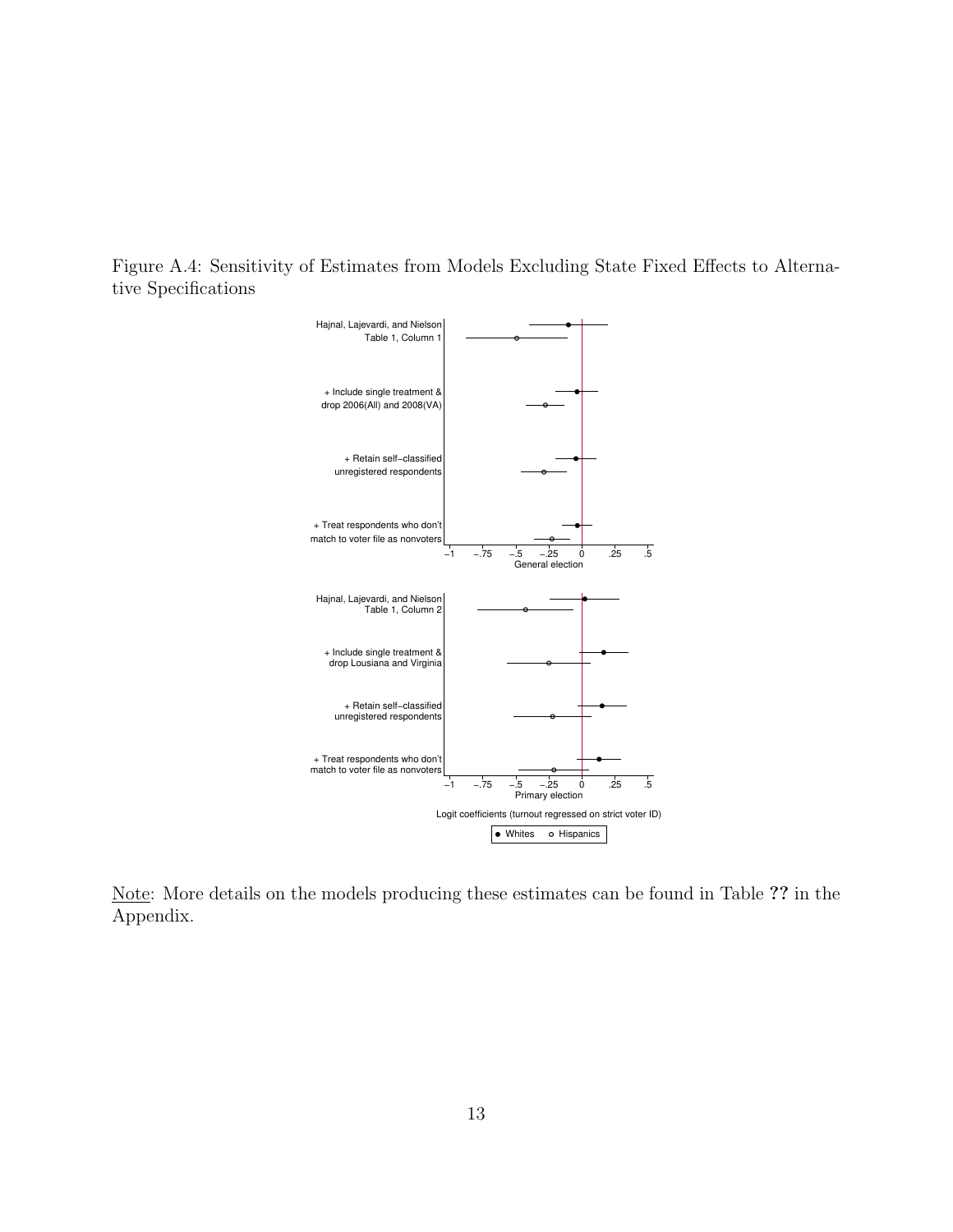Figure A.4: Sensitivity of Estimates from Models Excluding State Fixed Effects to Alternative Specifications

Hajnal, Lajevardi, and Nielson
Table 1, Column 1

+ Include single treatment &
drop 2006(All) and 2008(VA)

+ Retain self−classified
unregistered respondents

+ Treat respondents who don't
match to voter file as nonvoters

−1 −.75 −.5 −.25 0 .25 .5
General election

Hajnal, Lajevardi, and Nielson
Table 1, Column 2

+ Include single treatment &
drop Lousiana and Virginia

+ Retain self−classified
unregistered respondents

+ Treat respondents who don't
match to voter file as nonvoters

−1 −.75 −.5 −.25 0 .25 .5
Primary election

Logit coefficients (turnout regressed on strict voter ID)

Whites  Hispanics

Note: More details on the models producing these estimates can be found in Table **??** in the Appendix.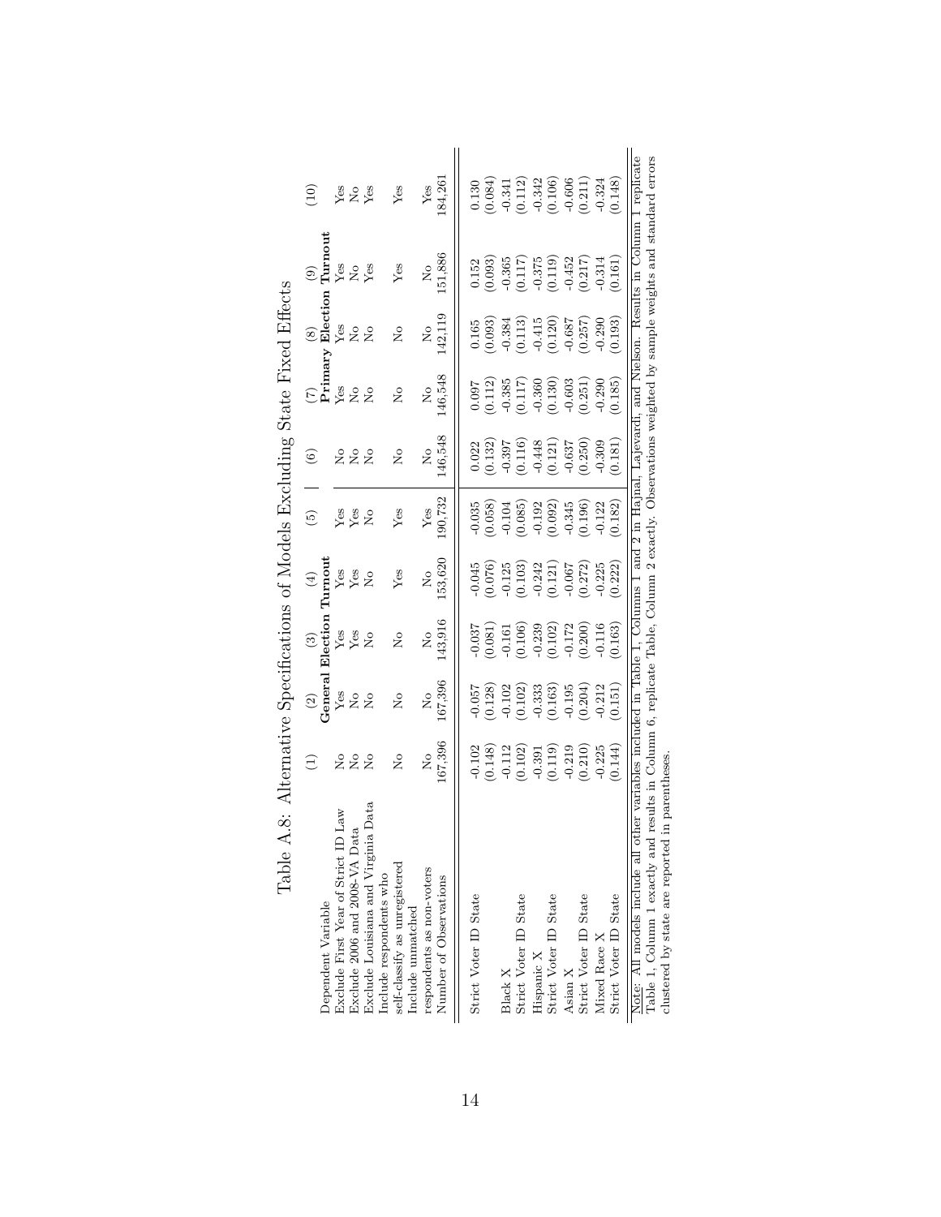Table A.8: Alternative Specifications of Models Excluding State Fixed Effects

| | (1) | (2) | (3) | (4) | (5) | (6) | (7) | (8) | (9) | (10) |
|---|---|---|---|---|---|---|---|---|---|---|
| Dependent Variable | **General Election Turnout** | | | | | **Primary Election Turnout** | | | | |
| Exclude First Year of Strict ID Law | No | Yes | Yes | Yes | Yes | No | Yes | Yes | Yes | Yes |
| Exclude 2006 and 2008-VA Data | No | No | Yes | Yes | Yes | No | No | No | No | No |
| Exclude Louisiana and Virginia Data | No | No | No | No | No | No | No | No | Yes | Yes |
| Include respondents who self-classify as unregistered | No | No | No | Yes | Yes | No | No | No | Yes | Yes |
| Include unmatched respondents as non-voters | No | No | No | No | Yes | No | No | No | No | Yes |
| Number of Observations | 167,396 | 167,396 | 143,916 | 153,620 | 190,732 | 146,548 | 146,548 | 142,119 | 151,886 | 184,261 |
| Strict Voter ID State | -0.102 | -0.057 | -0.037 | -0.045 | -0.035 | 0.022 | 0.097 | 0.165 | 0.152 | 0.130 |
| | (0.148) | (0.128) | (0.081) | (0.076) | (0.058) | (0.132) | (0.112) | (0.093) | (0.093) | (0.084) |
| Black X Strict Voter ID State | -0.112 | -0.102 | -0.161 | -0.125 | -0.104 | -0.397 | -0.385 | -0.384 | -0.365 | -0.341 |
| | (0.102) | (0.102) | (0.106) | (0.103) | (0.085) | (0.116) | (0.117) | (0.113) | (0.117) | (0.112) |
| Hispanic X Strict Voter ID State | -0.391 | -0.333 | -0.239 | -0.242 | -0.192 | -0.448 | -0.360 | -0.415 | -0.375 | -0.342 |
| | (0.119) | (0.163) | (0.102) | (0.121) | (0.092) | (0.121) | (0.130) | (0.120) | (0.119) | (0.106) |
| Asian X Strict Voter ID State | -0.219 | -0.195 | -0.172 | -0.067 | -0.345 | -0.637 | -0.603 | -0.687 | -0.452 | -0.606 |
| | (0.210) | (0.204) | (0.200) | (0.272) | (0.196) | (0.250) | (0.251) | (0.257) | (0.217) | (0.211) |
| Mixed Race X Strict Voter ID State | -0.225 | -0.212 | -0.116 | -0.225 | -0.122 | -0.309 | -0.290 | -0.290 | -0.314 | -0.324 |
| | (0.144) | (0.151) | (0.163) | (0.222) | (0.182) | (0.181) | (0.185) | (0.193) | (0.161) | (0.148) |

Note: All models include all other variables included in Table 1, Columns 1 and 2 in Hajnal, Lajevardi, and Nielson. Results in Column 1 replicate Table 1, Column 1 exactly and results in Column 6, replicate Table, Column 2 exactly. Observations weighted by sample weights and standard errors clustered by state are reported in parentheses.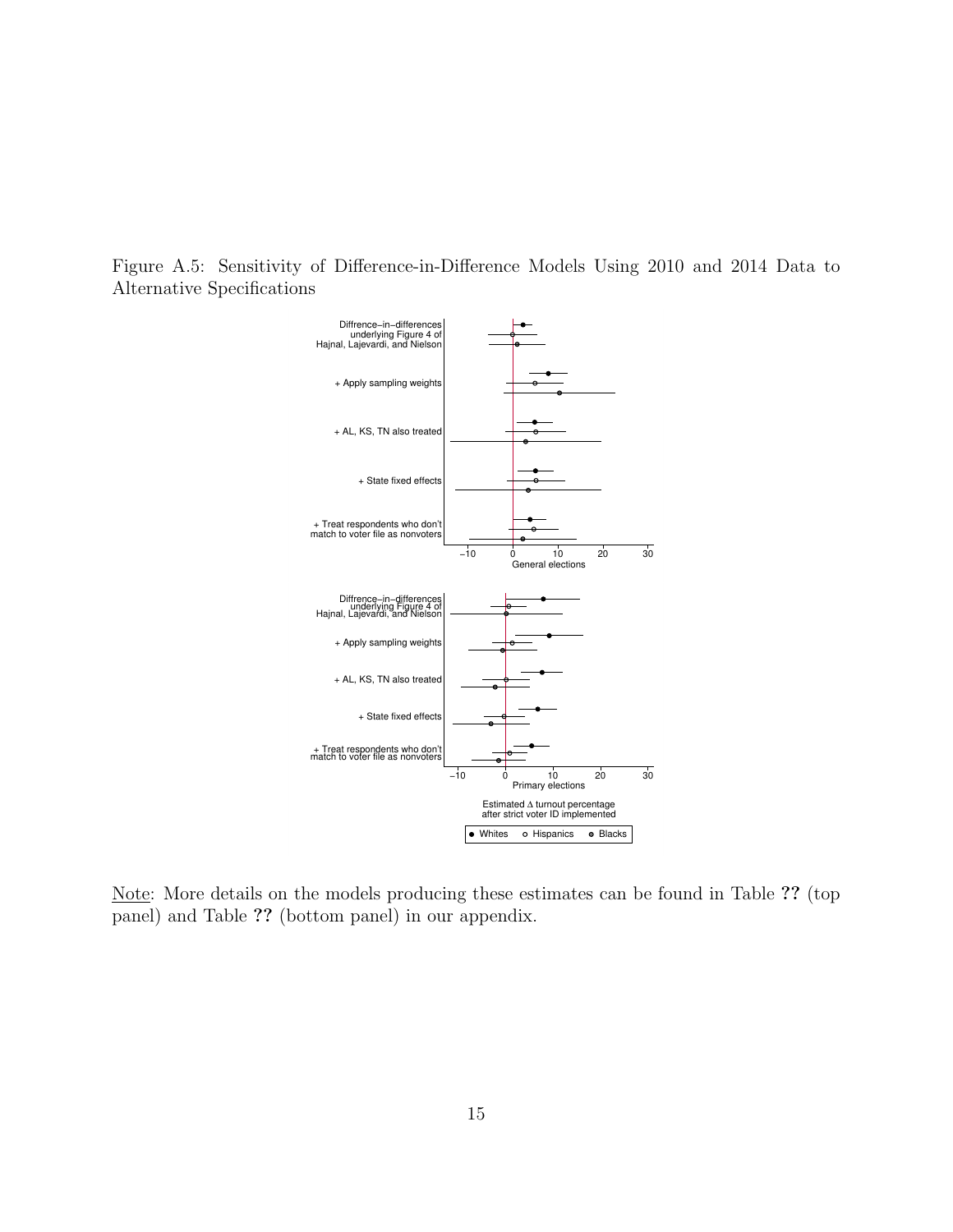Figure A.5: Sensitivity of Difference-in-Difference Models Using 2010 and 2014 Data to Alternative Specifications

Diffrence−in−differences underlying Figure 4 of Hajnal, Lajevardi, and Nielson

+ Apply sampling weights

+ AL, KS, TN also treated

+ State fixed effects

+ Treat respondents who don't match to voter file as nonvoters

−10 0 10 20 30

General elections

Diffrence−in−differences underlying Figure 4 of Hajnal, Lajevardi, and Nielson

+ Apply sampling weights

+ AL, KS, TN also treated

+ State fixed effects

+ Treat respondents who don't match to voter file as nonvoters

−10 0 10 20 30

Primary elections

Estimated Δ turnout percentage after strict voter ID implemented

Whites Hispanics Blacks

Note: More details on the models producing these estimates can be found in Table ?? (top panel) and Table ?? (bottom panel) in our appendix.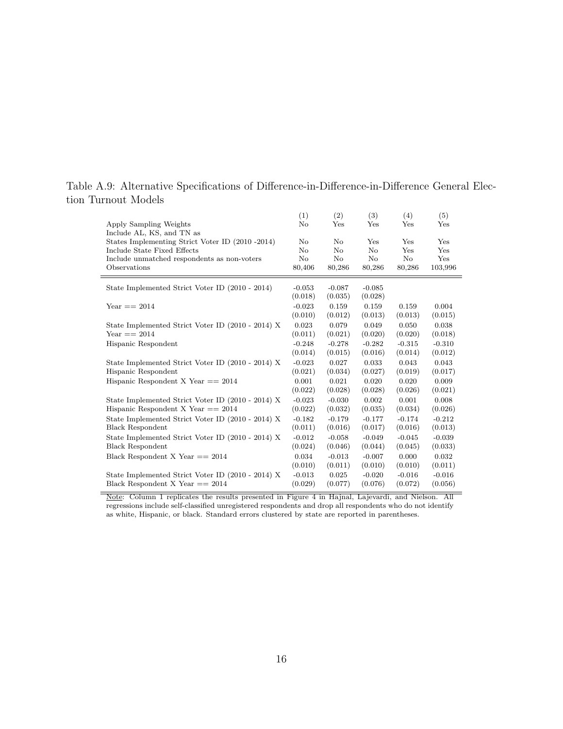Table A.9: Alternative Specifications of Difference-in-Difference-in-Difference General Election Turnout Models

| | (1) | (2) | (3) | (4) | (5) |
|---|---|---|---|---|---|
| Apply Sampling Weights | No | Yes | Yes | Yes | Yes |
| Include AL, KS, and TN as States Implementing Strict Voter ID (2010 -2014) | No | No | Yes | Yes | Yes |
| Include State Fixed Effects | No | No | No | Yes | Yes |
| Include unmatched respondents as non-voters | No | No | No | No | Yes |
| Observations | 80,406 | 80,286 | 80,286 | 80,286 | 103,996 |
| State Implemented Strict Voter ID (2010 - 2014) | -0.053 | -0.087 | -0.085 | | |
| | (0.018) | (0.035) | (0.028) | | |
| Year == 2014 | -0.023 | 0.159 | 0.159 | 0.159 | 0.004 |
| | (0.010) | (0.012) | (0.013) | (0.013) | (0.015) |
| State Implemented Strict Voter ID (2010 - 2014) X Year == 2014 | 0.023 | 0.079 | 0.049 | 0.050 | 0.038 |
| | (0.011) | (0.021) | (0.020) | (0.020) | (0.018) |
| Hispanic Respondent | -0.248 | -0.278 | -0.282 | -0.315 | -0.310 |
| | (0.014) | (0.015) | (0.016) | (0.014) | (0.012) |
| State Implemented Strict Voter ID (2010 - 2014) X Hispanic Respondent | -0.023 | 0.027 | 0.033 | 0.043 | 0.043 |
| | (0.021) | (0.034) | (0.027) | (0.019) | (0.017) |
| Hispanic Respondent X Year == 2014 | 0.001 | 0.021 | 0.020 | 0.020 | 0.009 |
| | (0.022) | (0.028) | (0.028) | (0.026) | (0.021) |
| State Implemented Strict Voter ID (2010 - 2014) X Hispanic Respondent X Year == 2014 | -0.023 | -0.030 | 0.002 | 0.001 | 0.008 |
| | (0.022) | (0.032) | (0.035) | (0.034) | (0.026) |
| State Implemented Strict Voter ID (2010 - 2014) X Black Respondent | -0.182 | -0.179 | -0.177 | -0.174 | -0.212 |
| | (0.011) | (0.016) | (0.017) | (0.016) | (0.013) |
| State Implemented Strict Voter ID (2010 - 2014) X Black Respondent | -0.012 | -0.058 | -0.049 | -0.045 | -0.039 |
| | (0.024) | (0.046) | (0.044) | (0.045) | (0.033) |
| Black Respondent X Year == 2014 | 0.034 | -0.013 | -0.007 | 0.000 | 0.032 |
| | (0.010) | (0.011) | (0.010) | (0.010) | (0.011) |
| State Implemented Strict Voter ID (2010 - 2014) X Black Respondent X Year == 2014 | -0.013 | 0.025 | -0.020 | -0.016 | -0.016 |
| | (0.029) | (0.077) | (0.076) | (0.072) | (0.056) |

Note: Column 1 replicates the results presented in Figure 4 in Hajnal, Lajevardi, and Nielson. All regressions include self-classified unregistered respondents and drop all respondents who do not identify as white, Hispanic, or black. Standard errors clustered by state are reported in parentheses.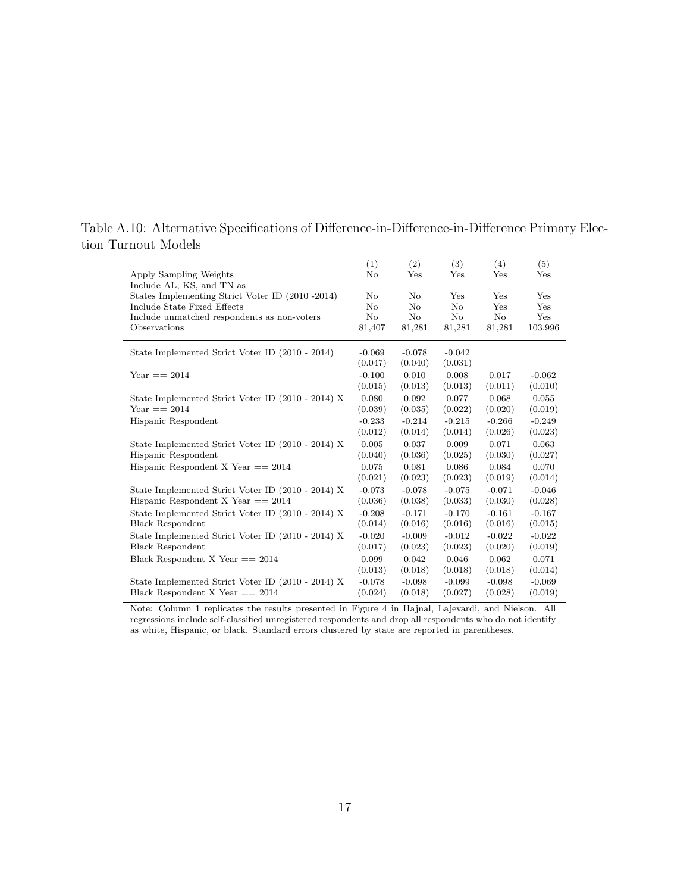Table A.10: Alternative Specifications of Difference-in-Difference-in-Difference Primary Election Turnout Models

| | (1) | (2) | (3) | (4) | (5) |
|---|---|---|---|---|---|
| Apply Sampling Weights | No | Yes | Yes | Yes | Yes |
| Include AL, KS, and TN as States Implementing Strict Voter ID (2010 -2014) | No | No | Yes | Yes | Yes |
| Include State Fixed Effects | No | No | No | Yes | Yes |
| Include unmatched respondents as non-voters | No | No | No | No | Yes |
| Observations | 81,407 | 81,281 | 81,281 | 81,281 | 103,996 |
| State Implemented Strict Voter ID (2010 - 2014) | -0.069 | -0.078 | -0.042 | | |
| | (0.047) | (0.040) | (0.031) | | |
| Year == 2014 | -0.100 | 0.010 | 0.008 | 0.017 | -0.062 |
| | (0.015) | (0.013) | (0.013) | (0.011) | (0.010) |
| State Implemented Strict Voter ID (2010 - 2014) X Year == 2014 | 0.080 | 0.092 | 0.077 | 0.068 | 0.055 |
| | (0.039) | (0.035) | (0.022) | (0.020) | (0.019) |
| Hispanic Respondent | -0.233 | -0.214 | -0.215 | -0.266 | -0.249 |
| | (0.012) | (0.014) | (0.014) | (0.026) | (0.023) |
| State Implemented Strict Voter ID (2010 - 2014) X Hispanic Respondent | 0.005 | 0.037 | 0.009 | 0.071 | 0.063 |
| | (0.040) | (0.036) | (0.025) | (0.030) | (0.027) |
| Hispanic Respondent X Year == 2014 | 0.075 | 0.081 | 0.086 | 0.084 | 0.070 |
| | (0.021) | (0.023) | (0.023) | (0.019) | (0.014) |
| State Implemented Strict Voter ID (2010 - 2014) X Hispanic Respondent X Year == 2014 | -0.073 | -0.078 | -0.075 | -0.071 | -0.046 |
| | (0.036) | (0.038) | (0.033) | (0.030) | (0.028) |
| State Implemented Strict Voter ID (2010 - 2014) X Black Respondent | -0.208 | -0.171 | -0.170 | -0.161 | -0.167 |
| | (0.014) | (0.016) | (0.016) | (0.016) | (0.015) |
| State Implemented Strict Voter ID (2010 - 2014) X Black Respondent | -0.020 | -0.009 | -0.012 | -0.022 | -0.022 |
| | (0.017) | (0.023) | (0.023) | (0.020) | (0.019) |
| Black Respondent X Year == 2014 | 0.099 | 0.042 | 0.046 | 0.062 | 0.071 |
| | (0.013) | (0.018) | (0.018) | (0.018) | (0.014) |
| State Implemented Strict Voter ID (2010 - 2014) X Black Respondent X Year == 2014 | -0.078 | -0.098 | -0.099 | -0.098 | -0.069 |
| | (0.024) | (0.018) | (0.027) | (0.028) | (0.019) |

Note: Column 1 replicates the results presented in Figure 4 in Hajnal, Lajevardi, and Nielson. All regressions include self-classified unregistered respondents and drop all respondents who do not identify as white, Hispanic, or black. Standard errors clustered by state are reported in parentheses.